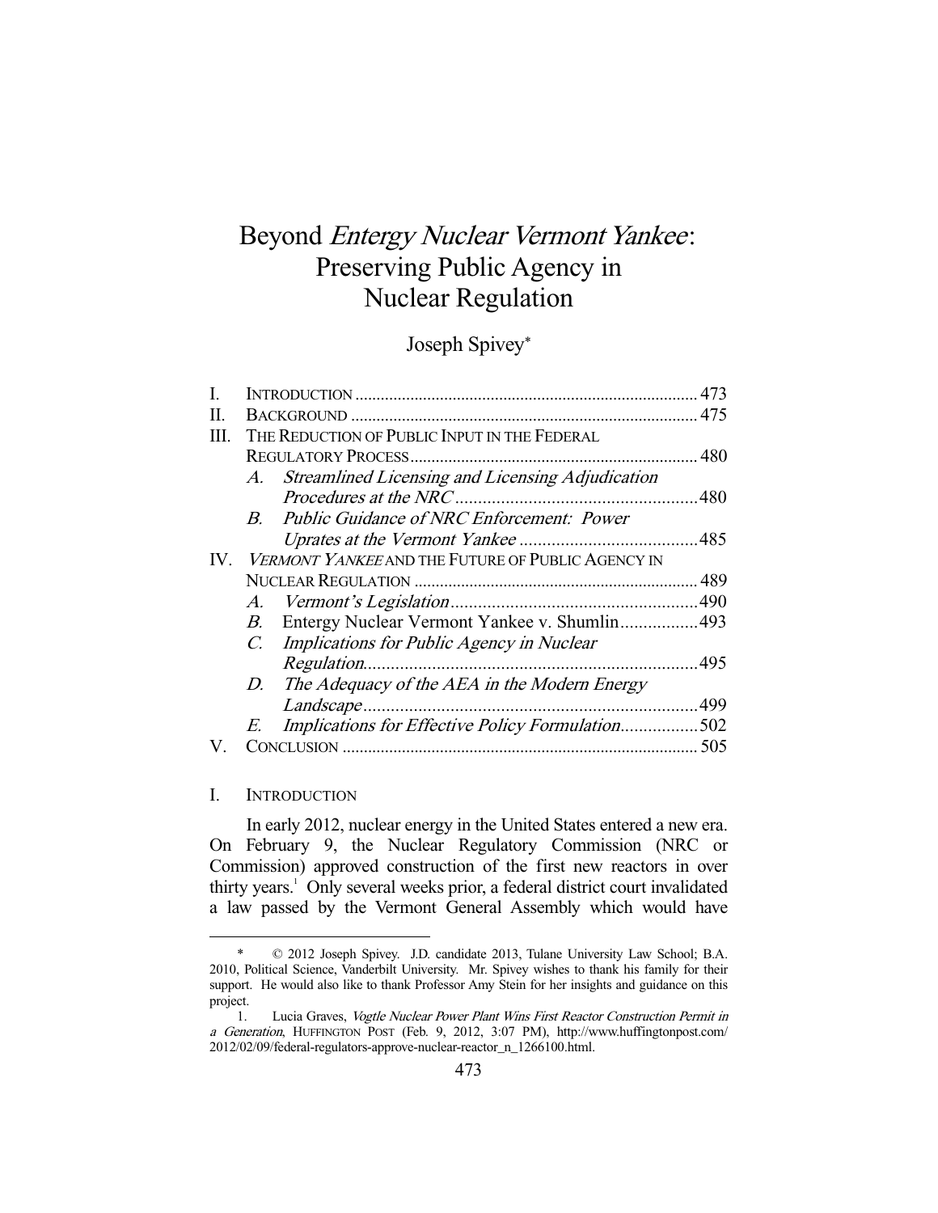# Beyond *Entergy Nuclear Vermont Yankee*: Preserving Public Agency in Nuclear Regulation

Joseph Spivey*

| | | |
|---|---|---|
| I. | INTRODUCTION | 473 |
| II. | BACKGROUND | 475 |
| III. | THE REDUCTION OF PUBLIC INPUT IN THE FEDERAL REGULATORY PROCESS | 480 |
| | *A. Streamlined Licensing and Licensing Adjudication Procedures at the NRC* | 480 |
| | *B. Public Guidance of NRC Enforcement: Power Uprates at the Vermont Yankee* | 485 |
| IV. | *VERMONT YANKEE* AND THE FUTURE OF PUBLIC AGENCY IN NUCLEAR REGULATION | 489 |
| | *A. Vermont's Legislation* | 490 |
| | *B.* Entergy Nuclear Vermont Yankee v. Shumlin | 493 |
| | *C. Implications for Public Agency in Nuclear Regulation* | 495 |
| | *D. The Adequacy of the AEA in the Modern Energy Landscape* | 499 |
| | *E. Implications for Effective Policy Formulation* | 502 |
| V. | CONCLUSION | 505 |

## I. INTRODUCTION

In early 2012, nuclear energy in the United States entered a new era. On February 9, the Nuclear Regulatory Commission (NRC or Commission) approved construction of the first new reactors in over thirty years.[1] Only several weeks prior, a federal district court invalidated a law passed by the Vermont General Assembly which would have

---

\* © 2012 Joseph Spivey. J.D. candidate 2013, Tulane University Law School; B.A. 2010, Political Science, Vanderbilt University. Mr. Spivey wishes to thank his family for their support. He would also like to thank Professor Amy Stein for her insights and guidance on this project.

1. Lucia Graves, *Vogtle Nuclear Power Plant Wins First Reactor Construction Permit in a Generation*, HUFFINGTON POST (Feb. 9, 2012, 3:07 PM), http://www.huffingtonpost.com/2012/02/09/federal-regulators-approve-nuclear-reactor_n_1266100.html.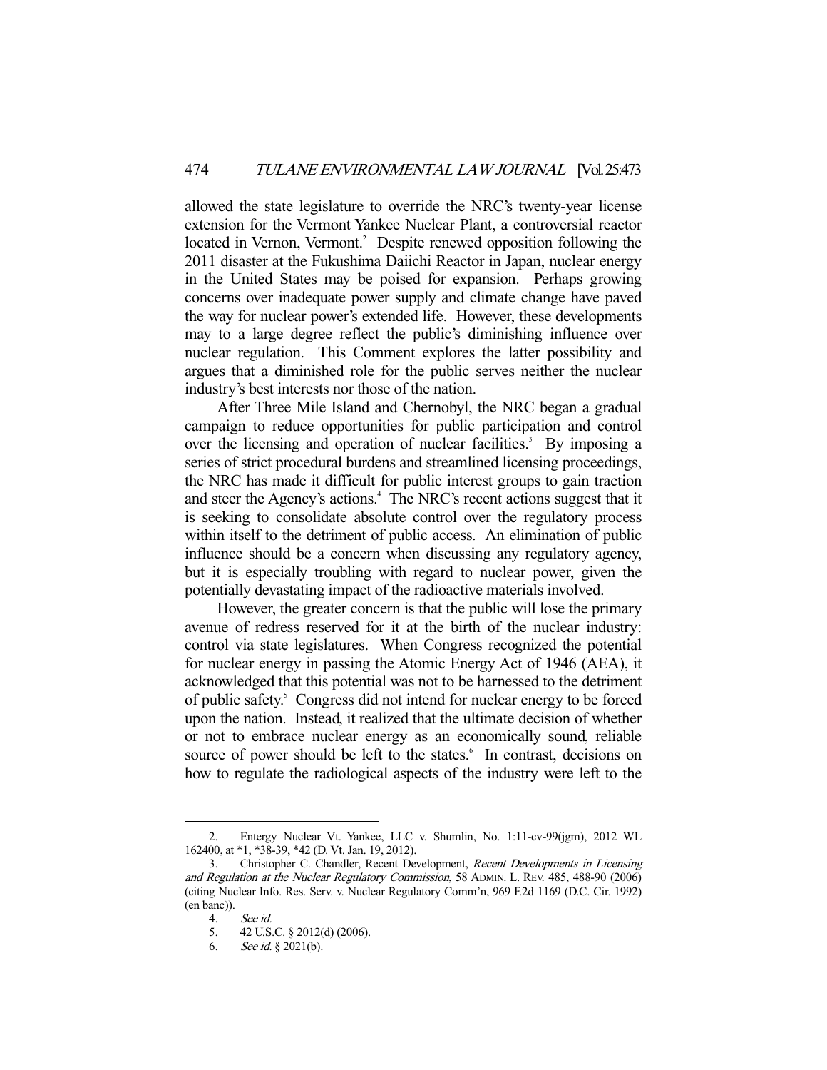allowed the state legislature to override the NRC's twenty-year license extension for the Vermont Yankee Nuclear Plant, a controversial reactor located in Vernon, Vermont.[2] Despite renewed opposition following the 2011 disaster at the Fukushima Daiichi Reactor in Japan, nuclear energy in the United States may be poised for expansion. Perhaps growing concerns over inadequate power supply and climate change have paved the way for nuclear power's extended life. However, these developments may to a large degree reflect the public's diminishing influence over nuclear regulation. This Comment explores the latter possibility and argues that a diminished role for the public serves neither the nuclear industry's best interests nor those of the nation.

After Three Mile Island and Chernobyl, the NRC began a gradual campaign to reduce opportunities for public participation and control over the licensing and operation of nuclear facilities.[3] By imposing a series of strict procedural burdens and streamlined licensing proceedings, the NRC has made it difficult for public interest groups to gain traction and steer the Agency's actions.[4] The NRC's recent actions suggest that it is seeking to consolidate absolute control over the regulatory process within itself to the detriment of public access. An elimination of public influence should be a concern when discussing any regulatory agency, but it is especially troubling with regard to nuclear power, given the potentially devastating impact of the radioactive materials involved.

However, the greater concern is that the public will lose the primary avenue of redress reserved for it at the birth of the nuclear industry: control via state legislatures. When Congress recognized the potential for nuclear energy in passing the Atomic Energy Act of 1946 (AEA), it acknowledged that this potential was not to be harnessed to the detriment of public safety.[5] Congress did not intend for nuclear energy to be forced upon the nation. Instead, it realized that the ultimate decision of whether or not to embrace nuclear energy as an economically sound, reliable source of power should be left to the states.[6] In contrast, decisions on how to regulate the radiological aspects of the industry were left to the

---

2. Entergy Nuclear Vt. Yankee, LLC v. Shumlin, No. 1:11-cv-99(jgm), 2012 WL 162400, at *1, *38-39, *42 (D. Vt. Jan. 19, 2012).

3. Christopher C. Chandler, Recent Development, *Recent Developments in Licensing and Regulation at the Nuclear Regulatory Commission*, 58 ADMIN. L. REV. 485, 488-90 (2006) (citing Nuclear Info. Res. Serv. v. Nuclear Regulatory Comm'n, 969 F.2d 1169 (D.C. Cir. 1992) (en banc)).

4. *See id.*

5. 42 U.S.C. § 2012(d) (2006).

6. *See id.* § 2021(b).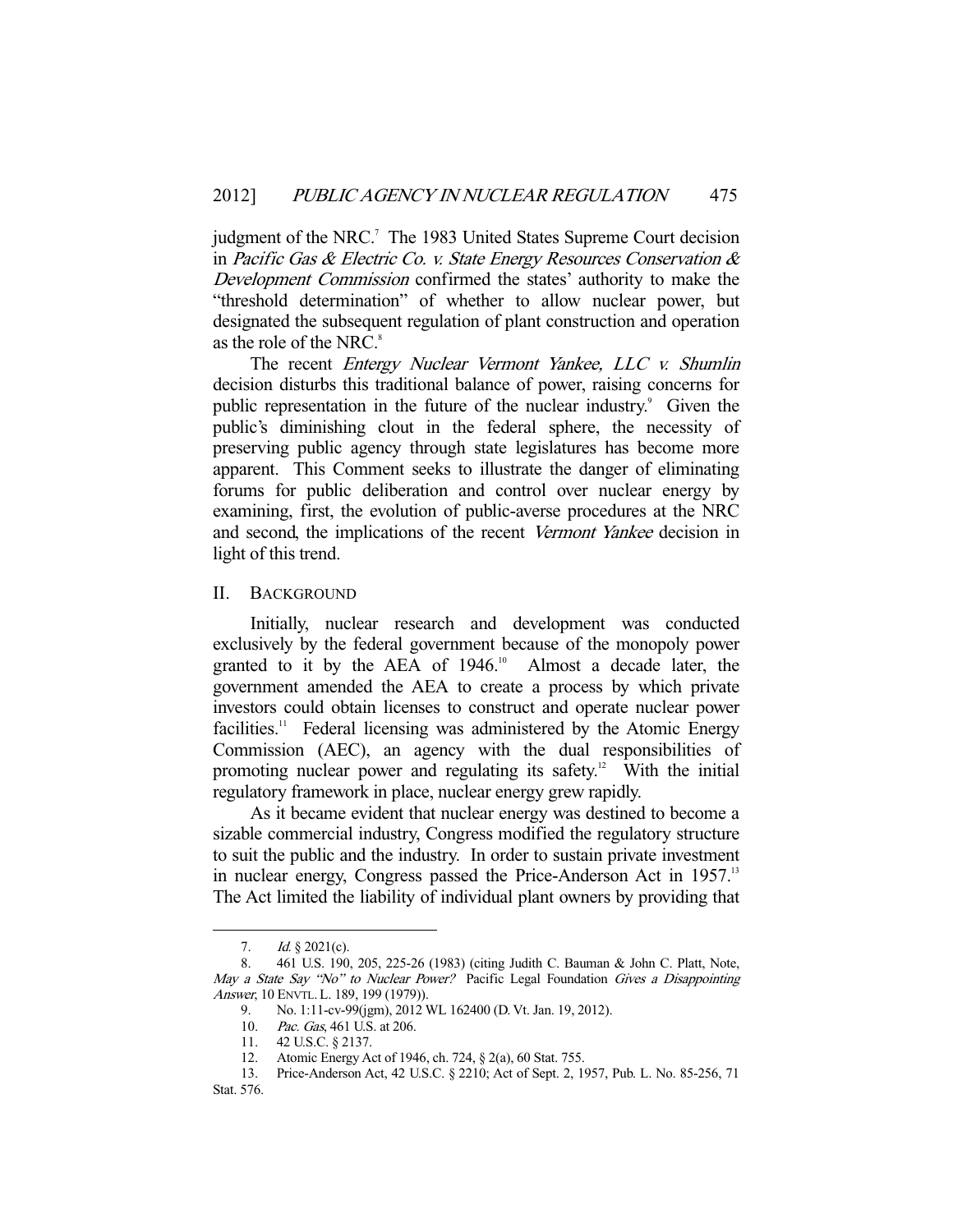judgment of the NRC.[7] The 1983 United States Supreme Court decision in *Pacific Gas & Electric Co. v. State Energy Resources Conservation & Development Commission* confirmed the states' authority to make the "threshold determination" of whether to allow nuclear power, but designated the subsequent regulation of plant construction and operation as the role of the NRC.[8]

The recent *Entergy Nuclear Vermont Yankee, LLC v. Shumlin* decision disturbs this traditional balance of power, raising concerns for public representation in the future of the nuclear industry.[9] Given the public's diminishing clout in the federal sphere, the necessity of preserving public agency through state legislatures has become more apparent. This Comment seeks to illustrate the danger of eliminating forums for public deliberation and control over nuclear energy by examining, first, the evolution of public-averse procedures at the NRC and second, the implications of the recent *Vermont Yankee* decision in light of this trend.

## II. BACKGROUND

Initially, nuclear research and development was conducted exclusively by the federal government because of the monopoly power granted to it by the AEA of 1946.[10] Almost a decade later, the government amended the AEA to create a process by which private investors could obtain licenses to construct and operate nuclear power facilities.[11] Federal licensing was administered by the Atomic Energy Commission (AEC), an agency with the dual responsibilities of promoting nuclear power and regulating its safety.[12] With the initial regulatory framework in place, nuclear energy grew rapidly.

As it became evident that nuclear energy was destined to become a sizable commercial industry, Congress modified the regulatory structure to suit the public and the industry. In order to sustain private investment in nuclear energy, Congress passed the Price-Anderson Act in 1957.[13] The Act limited the liability of individual plant owners by providing that

---

7. *Id.* § 2021(c).

8. 461 U.S. 190, 205, 225-26 (1983) (citing Judith C. Bauman & John C. Platt, Note, *May a State Say "No" to Nuclear Power? Pacific Legal Foundation Gives a Disappointing Answer*, 10 ENVTL. L. 189, 199 (1979)).

9. No. 1:11-cv-99(jgm), 2012 WL 162400 (D. Vt. Jan. 19, 2012).

10. *Pac. Gas*, 461 U.S. at 206.

11. 42 U.S.C. § 2137.

12. Atomic Energy Act of 1946, ch. 724, § 2(a), 60 Stat. 755.

13. Price-Anderson Act, 42 U.S.C. § 2210; Act of Sept. 2, 1957, Pub. L. No. 85-256, 71 Stat. 576.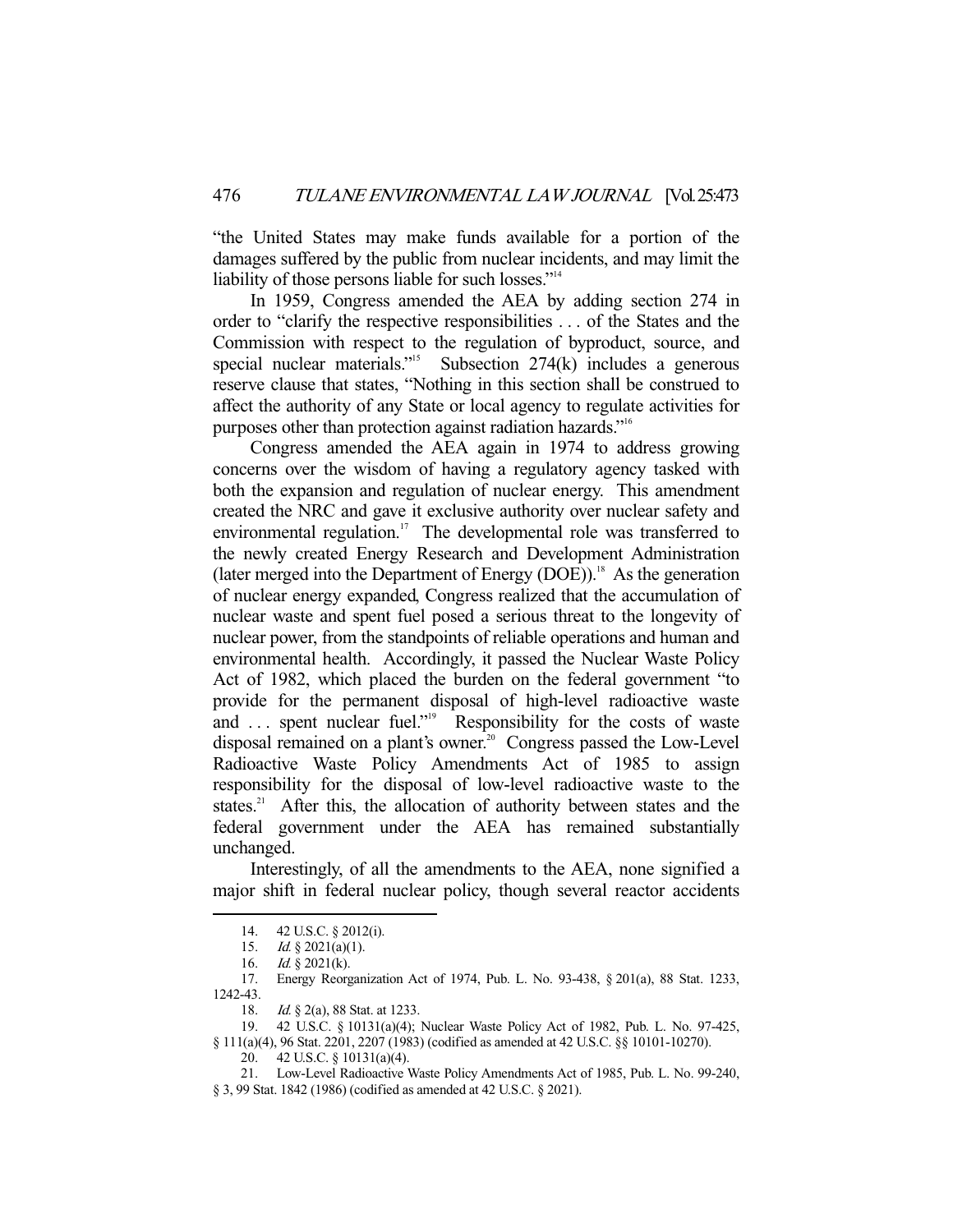"the United States may make funds available for a portion of the damages suffered by the public from nuclear incidents, and may limit the liability of those persons liable for such losses."[14]

In 1959, Congress amended the AEA by adding section 274 in order to "clarify the respective responsibilities . . . of the States and the Commission with respect to the regulation of byproduct, source, and special nuclear materials."[15] Subsection 274(k) includes a generous reserve clause that states, "Nothing in this section shall be construed to affect the authority of any State or local agency to regulate activities for purposes other than protection against radiation hazards."[16]

Congress amended the AEA again in 1974 to address growing concerns over the wisdom of having a regulatory agency tasked with both the expansion and regulation of nuclear energy. This amendment created the NRC and gave it exclusive authority over nuclear safety and environmental regulation.[17] The developmental role was transferred to the newly created Energy Research and Development Administration (later merged into the Department of Energy (DOE)).[18] As the generation of nuclear energy expanded, Congress realized that the accumulation of nuclear waste and spent fuel posed a serious threat to the longevity of nuclear power, from the standpoints of reliable operations and human and environmental health. Accordingly, it passed the Nuclear Waste Policy Act of 1982, which placed the burden on the federal government "to provide for the permanent disposal of high-level radioactive waste and . . . spent nuclear fuel."[19] Responsibility for the costs of waste disposal remained on a plant's owner.[20] Congress passed the Low-Level Radioactive Waste Policy Amendments Act of 1985 to assign responsibility for the disposal of low-level radioactive waste to the states.[21] After this, the allocation of authority between states and the federal government under the AEA has remained substantially unchanged.

Interestingly, of all the amendments to the AEA, none signified a major shift in federal nuclear policy, though several reactor accidents

---

14. 42 U.S.C. § 2012(i).
15. *Id.* § 2021(a)(1).
16. *Id.* § 2021(k).
17. Energy Reorganization Act of 1974, Pub. L. No. 93-438, § 201(a), 88 Stat. 1233, 1242-43.
18. *Id.* § 2(a), 88 Stat. at 1233.
19. 42 U.S.C. § 10131(a)(4); Nuclear Waste Policy Act of 1982, Pub. L. No. 97-425, § 111(a)(4), 96 Stat. 2201, 2207 (1983) (codified as amended at 42 U.S.C. §§ 10101-10270).
20. 42 U.S.C. § 10131(a)(4).
21. Low-Level Radioactive Waste Policy Amendments Act of 1985, Pub. L. No. 99-240, § 3, 99 Stat. 1842 (1986) (codified as amended at 42 U.S.C. § 2021).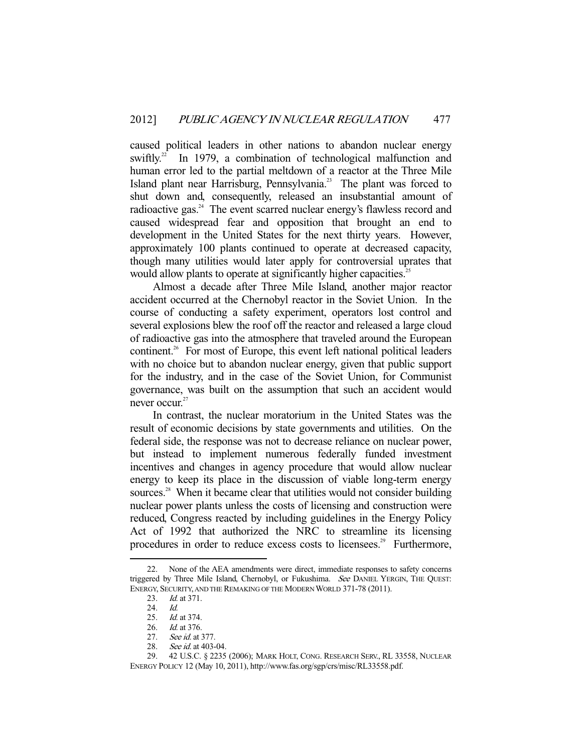caused political leaders in other nations to abandon nuclear energy swiftly.[22] In 1979, a combination of technological malfunction and human error led to the partial meltdown of a reactor at the Three Mile Island plant near Harrisburg, Pennsylvania.[23] The plant was forced to shut down and, consequently, released an insubstantial amount of radioactive gas.[24] The event scarred nuclear energy's flawless record and caused widespread fear and opposition that brought an end to development in the United States for the next thirty years. However, approximately 100 plants continued to operate at decreased capacity, though many utilities would later apply for controversial uprates that would allow plants to operate at significantly higher capacities.[25]

Almost a decade after Three Mile Island, another major reactor accident occurred at the Chernobyl reactor in the Soviet Union. In the course of conducting a safety experiment, operators lost control and several explosions blew the roof off the reactor and released a large cloud of radioactive gas into the atmosphere that traveled around the European continent.[26] For most of Europe, this event left national political leaders with no choice but to abandon nuclear energy, given that public support for the industry, and in the case of the Soviet Union, for Communist governance, was built on the assumption that such an accident would never occur.[27]

In contrast, the nuclear moratorium in the United States was the result of economic decisions by state governments and utilities. On the federal side, the response was not to decrease reliance on nuclear power, but instead to implement numerous federally funded investment incentives and changes in agency procedure that would allow nuclear energy to keep its place in the discussion of viable long-term energy sources.[28] When it became clear that utilities would not consider building nuclear power plants unless the costs of licensing and construction were reduced, Congress reacted by including guidelines in the Energy Policy Act of 1992 that authorized the NRC to streamline its licensing procedures in order to reduce excess costs to licensees.[29] Furthermore,

---

22. None of the AEA amendments were direct, immediate responses to safety concerns triggered by Three Mile Island, Chernobyl, or Fukushima. *See* DANIEL YERGIN, THE QUEST: ENERGY, SECURITY, AND THE REMAKING OF THE MODERN WORLD 371-78 (2011).

23. *Id.* at 371.

24. *Id.*

25. *Id.* at 374.

26. *Id.* at 376.

27. *See id.* at 377.

28. *See id.* at 403-04.

29. 42 U.S.C. § 2235 (2006); MARK HOLT, CONG. RESEARCH SERV., RL 33558, NUCLEAR ENERGY POLICY 12 (May 10, 2011), http://www.fas.org/sgp/crs/misc/RL33558.pdf.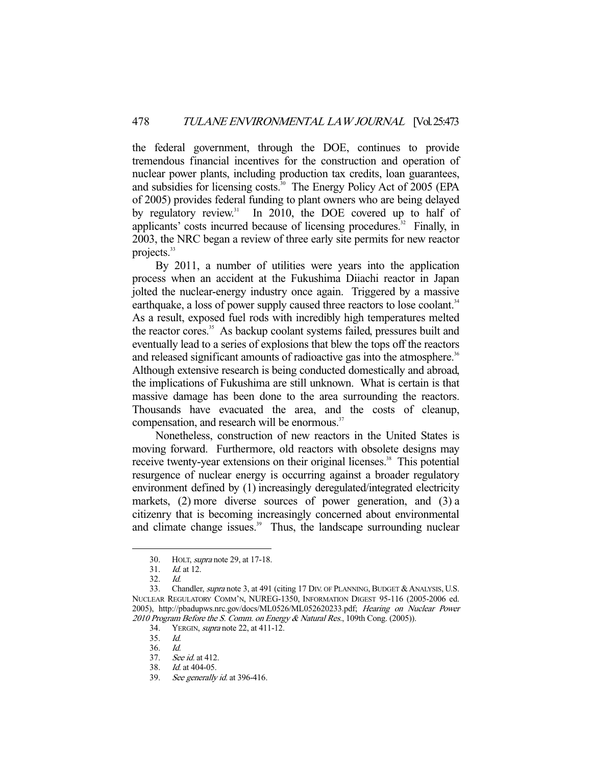the federal government, through the DOE, continues to provide tremendous financial incentives for the construction and operation of nuclear power plants, including production tax credits, loan guarantees, and subsidies for licensing costs.[30] The Energy Policy Act of 2005 (EPA of 2005) provides federal funding to plant owners who are being delayed by regulatory review.[31] In 2010, the DOE covered up to half of applicants' costs incurred because of licensing procedures.[32] Finally, in 2003, the NRC began a review of three early site permits for new reactor projects.[33]

By 2011, a number of utilities were years into the application process when an accident at the Fukushima Diiachi reactor in Japan jolted the nuclear-energy industry once again. Triggered by a massive earthquake, a loss of power supply caused three reactors to lose coolant.[34] As a result, exposed fuel rods with incredibly high temperatures melted the reactor cores.[35] As backup coolant systems failed, pressures built and eventually lead to a series of explosions that blew the tops off the reactors and released significant amounts of radioactive gas into the atmosphere.[36] Although extensive research is being conducted domestically and abroad, the implications of Fukushima are still unknown. What is certain is that massive damage has been done to the area surrounding the reactors. Thousands have evacuated the area, and the costs of cleanup, compensation, and research will be enormous.[37]

Nonetheless, construction of new reactors in the United States is moving forward. Furthermore, old reactors with obsolete designs may receive twenty-year extensions on their original licenses.[38] This potential resurgence of nuclear energy is occurring against a broader regulatory environment defined by (1) increasingly deregulated/integrated electricity markets, (2) more diverse sources of power generation, and (3) a citizenry that is becoming increasingly concerned about environmental and climate change issues.[39] Thus, the landscape surrounding nuclear

---

30. HOLT, *supra* note 29, at 17-18.

31. *Id.* at 12.

32. *Id.*

33. Chandler, *supra* note 3, at 491 (citing 17 DIV. OF PLANNING, BUDGET & ANALYSIS, U.S. NUCLEAR REGULATORY COMM'N, NUREG-1350, INFORMATION DIGEST 95-116 (2005-2006 ed. 2005), http://pbadupws.nrc.gov/docs/ML0526/ML052620233.pdf; *Hearing on Nuclear Power 2010 Program Before the S. Comm. on Energy & Natural Res.*, 109th Cong. (2005)).

34. YERGIN, *supra* note 22, at 411-12.

35. *Id.*

36. *Id.*

37. *See id.* at 412.

38. *Id.* at 404-05.

39. *See generally id.* at 396-416.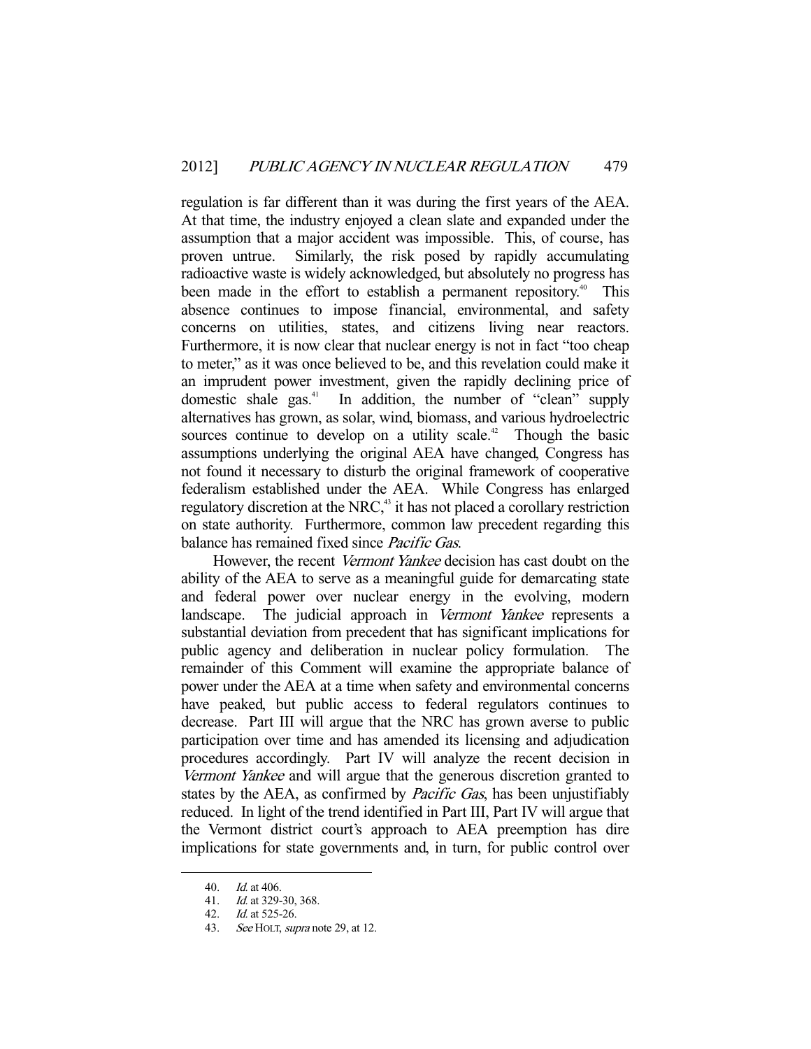regulation is far different than it was during the first years of the AEA. At that time, the industry enjoyed a clean slate and expanded under the assumption that a major accident was impossible. This, of course, has proven untrue. Similarly, the risk posed by rapidly accumulating radioactive waste is widely acknowledged, but absolutely no progress has been made in the effort to establish a permanent repository.[40] This absence continues to impose financial, environmental, and safety concerns on utilities, states, and citizens living near reactors. Furthermore, it is now clear that nuclear energy is not in fact "too cheap to meter," as it was once believed to be, and this revelation could make it an imprudent power investment, given the rapidly declining price of domestic shale gas.[41] In addition, the number of "clean" supply alternatives has grown, as solar, wind, biomass, and various hydroelectric sources continue to develop on a utility scale.[42] Though the basic assumptions underlying the original AEA have changed, Congress has not found it necessary to disturb the original framework of cooperative federalism established under the AEA. While Congress has enlarged regulatory discretion at the NRC,[43] it has not placed a corollary restriction on state authority. Furthermore, common law precedent regarding this balance has remained fixed since *Pacific Gas*.

However, the recent *Vermont Yankee* decision has cast doubt on the ability of the AEA to serve as a meaningful guide for demarcating state and federal power over nuclear energy in the evolving, modern landscape. The judicial approach in *Vermont Yankee* represents a substantial deviation from precedent that has significant implications for public agency and deliberation in nuclear policy formulation. The remainder of this Comment will examine the appropriate balance of power under the AEA at a time when safety and environmental concerns have peaked, but public access to federal regulators continues to decrease. Part III will argue that the NRC has grown averse to public participation over time and has amended its licensing and adjudication procedures accordingly. Part IV will analyze the recent decision in *Vermont Yankee* and will argue that the generous discretion granted to states by the AEA, as confirmed by *Pacific Gas*, has been unjustifiably reduced. In light of the trend identified in Part III, Part IV will argue that the Vermont district court's approach to AEA preemption has dire implications for state governments and, in turn, for public control over

40. *Id.* at 406.

41. *Id.* at 329-30, 368.

42. *Id.* at 525-26.

43. *See* HOLT, *supra* note 29, at 12.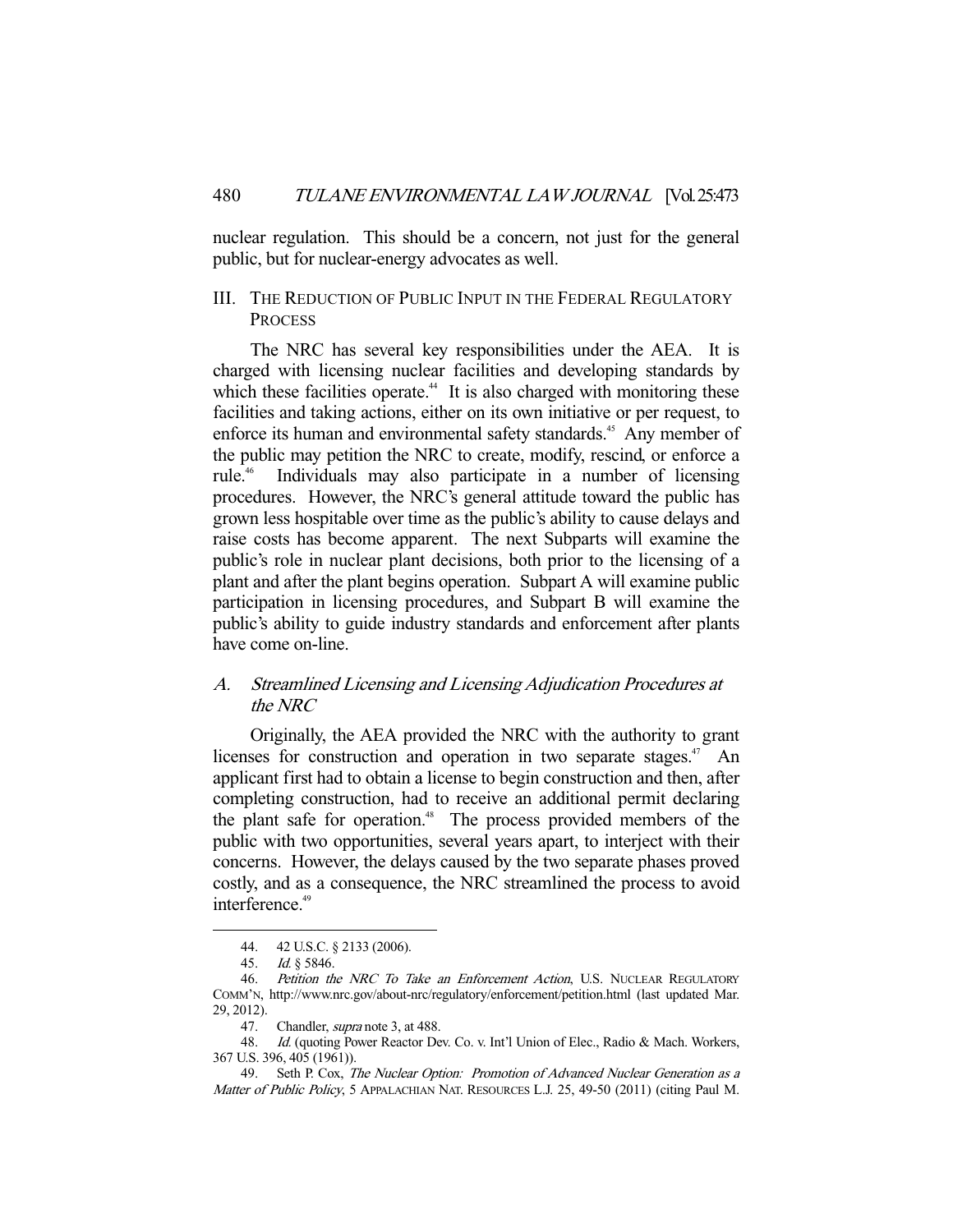nuclear regulation. This should be a concern, not just for the general public, but for nuclear-energy advocates as well.

## III. THE REDUCTION OF PUBLIC INPUT IN THE FEDERAL REGULATORY PROCESS

The NRC has several key responsibilities under the AEA. It is charged with licensing nuclear facilities and developing standards by which these facilities operate.[44] It is also charged with monitoring these facilities and taking actions, either on its own initiative or per request, to enforce its human and environmental safety standards.[45] Any member of the public may petition the NRC to create, modify, rescind, or enforce a rule.[46] Individuals may also participate in a number of licensing procedures. However, the NRC's general attitude toward the public has grown less hospitable over time as the public's ability to cause delays and raise costs has become apparent. The next Subparts will examine the public's role in nuclear plant decisions, both prior to the licensing of a plant and after the plant begins operation. Subpart A will examine public participation in licensing procedures, and Subpart B will examine the public's ability to guide industry standards and enforcement after plants have come on-line.

### A. *Streamlined Licensing and Licensing Adjudication Procedures at the NRC*

Originally, the AEA provided the NRC with the authority to grant licenses for construction and operation in two separate stages.[47] An applicant first had to obtain a license to begin construction and then, after completing construction, had to receive an additional permit declaring the plant safe for operation.[48] The process provided members of the public with two opportunities, several years apart, to interject with their concerns. However, the delays caused by the two separate phases proved costly, and as a consequence, the NRC streamlined the process to avoid interference.[49]

---

44. 42 U.S.C. § 2133 (2006).

45. *Id.* § 5846.

46. *Petition the NRC To Take an Enforcement Action*, U.S. NUCLEAR REGULATORY COMM'N, http://www.nrc.gov/about-nrc/regulatory/enforcement/petition.html (last updated Mar. 29, 2012).

47. Chandler, *supra* note 3, at 488.

48. *Id.* (quoting Power Reactor Dev. Co. v. Int'l Union of Elec., Radio & Mach. Workers, 367 U.S. 396, 405 (1961)).

49. Seth P. Cox, *The Nuclear Option: Promotion of Advanced Nuclear Generation as a Matter of Public Policy*, 5 APPALACHIAN NAT. RESOURCES L.J. 25, 49-50 (2011) (citing Paul M.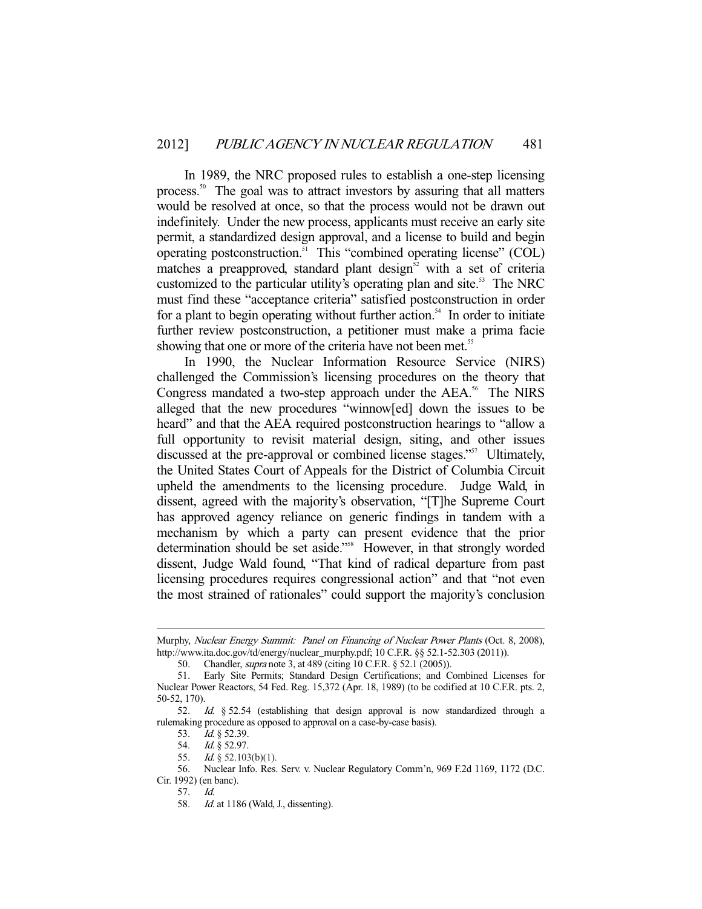In 1989, the NRC proposed rules to establish a one-step licensing process.[50] The goal was to attract investors by assuring that all matters would be resolved at once, so that the process would not be drawn out indefinitely. Under the new process, applicants must receive an early site permit, a standardized design approval, and a license to build and begin operating postconstruction.[51] This "combined operating license" (COL) matches a preapproved, standard plant design[52] with a set of criteria customized to the particular utility's operating plan and site.[53] The NRC must find these "acceptance criteria" satisfied postconstruction in order for a plant to begin operating without further action.[54] In order to initiate further review postconstruction, a petitioner must make a prima facie showing that one or more of the criteria have not been met.[55]

In 1990, the Nuclear Information Resource Service (NIRS) challenged the Commission's licensing procedures on the theory that Congress mandated a two-step approach under the AEA.[56] The NIRS alleged that the new procedures "winnow[ed] down the issues to be heard" and that the AEA required postconstruction hearings to "allow a full opportunity to revisit material design, siting, and other issues discussed at the pre-approval or combined license stages."[57] Ultimately, the United States Court of Appeals for the District of Columbia Circuit upheld the amendments to the licensing procedure. Judge Wald, in dissent, agreed with the majority's observation, "[T]he Supreme Court has approved agency reliance on generic findings in tandem with a mechanism by which a party can present evidence that the prior determination should be set aside."[58] However, in that strongly worded dissent, Judge Wald found, "That kind of radical departure from past licensing procedures requires congressional action" and that "not even the most strained of rationales" could support the majority's conclusion

---

Murphy, *Nuclear Energy Summit: Panel on Financing of Nuclear Power Plants* (Oct. 8, 2008), http://www.ita.doc.gov/td/energy/nuclear_murphy.pdf; 10 C.F.R. §§ 52.1-52.303 (2011)).

50. Chandler, *supra* note 3, at 489 (citing 10 C.F.R. § 52.1 (2005)).

51. Early Site Permits; Standard Design Certifications; and Combined Licenses for Nuclear Power Reactors, 54 Fed. Reg. 15,372 (Apr. 18, 1989) (to be codified at 10 C.F.R. pts. 2, 50-52, 170).

52. *Id.* § 52.54 (establishing that design approval is now standardized through a rulemaking procedure as opposed to approval on a case-by-case basis).

53. *Id.* § 52.39.

54. *Id.* § 52.97.

55. *Id.* § 52.103(b)(1).

56. Nuclear Info. Res. Serv. v. Nuclear Regulatory Comm'n, 969 F.2d 1169, 1172 (D.C. Cir. 1992) (en banc).

57. *Id.*

58. *Id.* at 1186 (Wald, J., dissenting).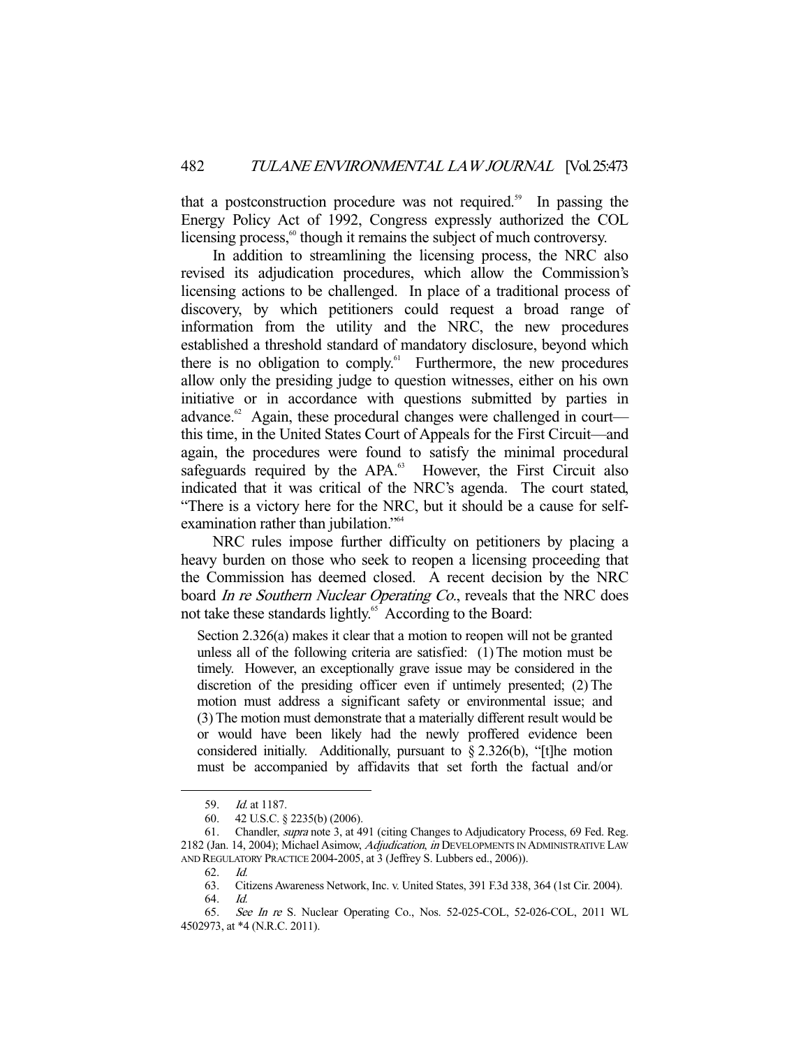that a postconstruction procedure was not required.[59] In passing the Energy Policy Act of 1992, Congress expressly authorized the COL licensing process,[60] though it remains the subject of much controversy.

In addition to streamlining the licensing process, the NRC also revised its adjudication procedures, which allow the Commission's licensing actions to be challenged. In place of a traditional process of discovery, by which petitioners could request a broad range of information from the utility and the NRC, the new procedures established a threshold standard of mandatory disclosure, beyond which there is no obligation to comply.[61] Furthermore, the new procedures allow only the presiding judge to question witnesses, either on his own initiative or in accordance with questions submitted by parties in advance.[62] Again, these procedural changes were challenged in court—this time, in the United States Court of Appeals for the First Circuit—and again, the procedures were found to satisfy the minimal procedural safeguards required by the APA.[63] However, the First Circuit also indicated that it was critical of the NRC's agenda. The court stated, "There is a victory here for the NRC, but it should be a cause for self-examination rather than jubilation."[64]

NRC rules impose further difficulty on petitioners by placing a heavy burden on those who seek to reopen a licensing proceeding that the Commission has deemed closed. A recent decision by the NRC board *In re Southern Nuclear Operating Co.*, reveals that the NRC does not take these standards lightly.[65] According to the Board:

> Section 2.326(a) makes it clear that a motion to reopen will not be granted unless all of the following criteria are satisfied: (1) The motion must be timely. However, an exceptionally grave issue may be considered in the discretion of the presiding officer even if untimely presented; (2) The motion must address a significant safety or environmental issue; and (3) The motion must demonstrate that a materially different result would be or would have been likely had the newly proffered evidence been considered initially. Additionally, pursuant to § 2.326(b), "[t]he motion must be accompanied by affidavits that set forth the factual and/or

---

59. *Id.* at 1187.

60. 42 U.S.C. § 2235(b) (2006).

61. Chandler, *supra* note 3, at 491 (citing Changes to Adjudicatory Process, 69 Fed. Reg. 2182 (Jan. 14, 2004); Michael Asimow, *Adjudication*, *in* DEVELOPMENTS IN ADMINISTRATIVE LAW AND REGULATORY PRACTICE 2004-2005, at 3 (Jeffrey S. Lubbers ed., 2006)).

62. *Id.*

63. Citizens Awareness Network, Inc. v. United States, 391 F.3d 338, 364 (1st Cir. 2004).

64. *Id.*

65. *See In re* S. Nuclear Operating Co., Nos. 52-025-COL, 52-026-COL, 2011 WL 4502973, at *4 (N.R.C. 2011).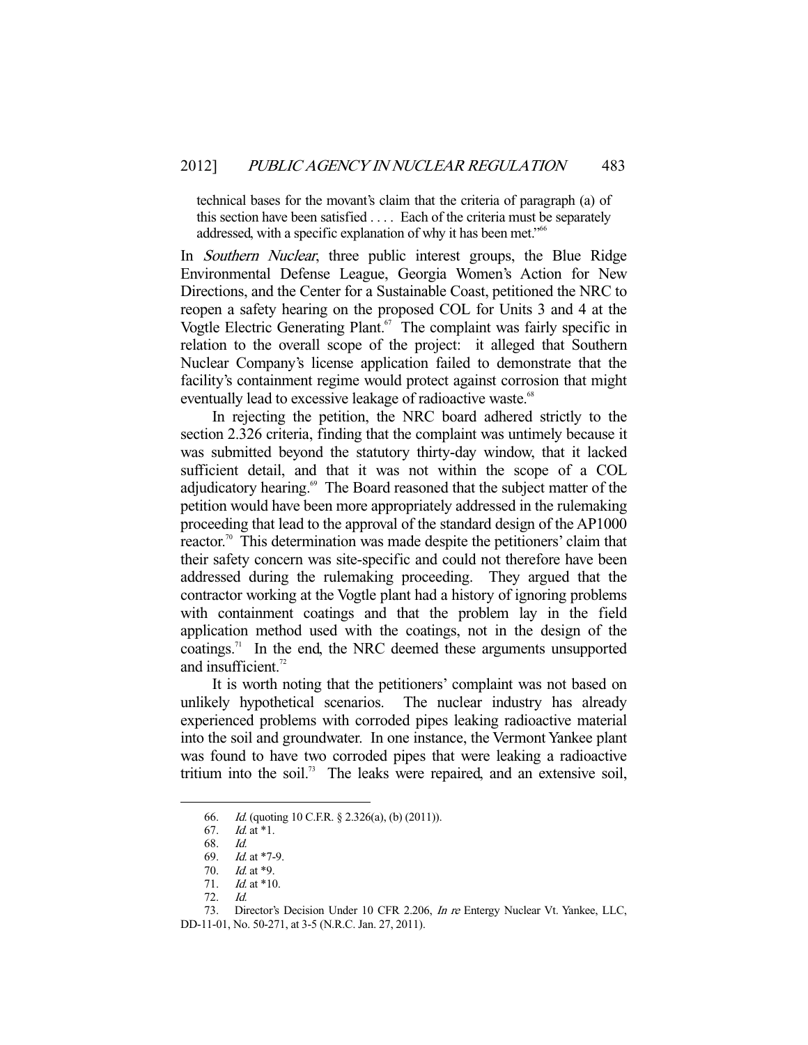technical bases for the movant's claim that the criteria of paragraph (a) of this section have been satisfied . . . . Each of the criteria must be separately addressed, with a specific explanation of why it has been met."[66]

In *Southern Nuclear*, three public interest groups, the Blue Ridge Environmental Defense League, Georgia Women's Action for New Directions, and the Center for a Sustainable Coast, petitioned the NRC to reopen a safety hearing on the proposed COL for Units 3 and 4 at the Vogtle Electric Generating Plant.[67] The complaint was fairly specific in relation to the overall scope of the project: it alleged that Southern Nuclear Company's license application failed to demonstrate that the facility's containment regime would protect against corrosion that might eventually lead to excessive leakage of radioactive waste.[68]

In rejecting the petition, the NRC board adhered strictly to the section 2.326 criteria, finding that the complaint was untimely because it was submitted beyond the statutory thirty-day window, that it lacked sufficient detail, and that it was not within the scope of a COL adjudicatory hearing.[69] The Board reasoned that the subject matter of the petition would have been more appropriately addressed in the rulemaking proceeding that lead to the approval of the standard design of the AP1000 reactor.[70] This determination was made despite the petitioners' claim that their safety concern was site-specific and could not therefore have been addressed during the rulemaking proceeding. They argued that the contractor working at the Vogtle plant had a history of ignoring problems with containment coatings and that the problem lay in the field application method used with the coatings, not in the design of the coatings.[71] In the end, the NRC deemed these arguments unsupported and insufficient.[72]

It is worth noting that the petitioners' complaint was not based on unlikely hypothetical scenarios. The nuclear industry has already experienced problems with corroded pipes leaking radioactive material into the soil and groundwater. In one instance, the Vermont Yankee plant was found to have two corroded pipes that were leaking a radioactive tritium into the soil.[73] The leaks were repaired, and an extensive soil,

---

66. *Id.* (quoting 10 C.F.R. § 2.326(a), (b) (2011)).

67. *Id.* at *1.

68. *Id.*

69. *Id.* at *7-9.

70. *Id.* at *9.

71. *Id.* at *10.

72. *Id.*

73. Director's Decision Under 10 CFR 2.206, *In re* Entergy Nuclear Vt. Yankee, LLC, DD-11-01, No. 50-271, at 3-5 (N.R.C. Jan. 27, 2011).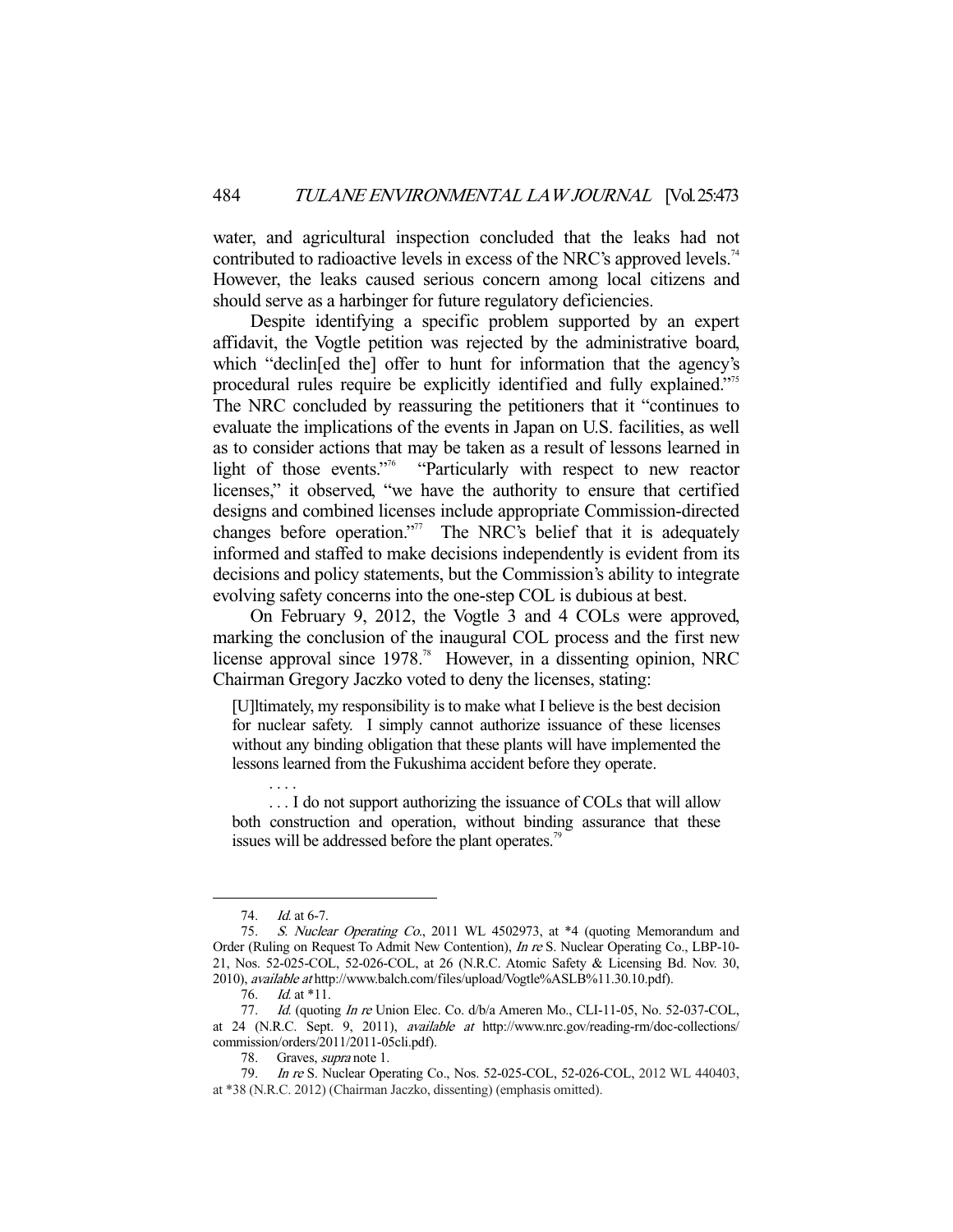water, and agricultural inspection concluded that the leaks had not contributed to radioactive levels in excess of the NRC's approved levels.[74] However, the leaks caused serious concern among local citizens and should serve as a harbinger for future regulatory deficiencies.

Despite identifying a specific problem supported by an expert affidavit, the Vogtle petition was rejected by the administrative board, which "declin[ed the] offer to hunt for information that the agency's procedural rules require be explicitly identified and fully explained."[75] The NRC concluded by reassuring the petitioners that it "continues to evaluate the implications of the events in Japan on U.S. facilities, as well as to consider actions that may be taken as a result of lessons learned in light of those events."[76] "Particularly with respect to new reactor licenses," it observed, "we have the authority to ensure that certified designs and combined licenses include appropriate Commission-directed changes before operation."[77] The NRC's belief that it is adequately informed and staffed to make decisions independently is evident from its decisions and policy statements, but the Commission's ability to integrate evolving safety concerns into the one-step COL is dubious at best.

On February 9, 2012, the Vogtle 3 and 4 COLs were approved, marking the conclusion of the inaugural COL process and the first new license approval since 1978.[78] However, in a dissenting opinion, NRC Chairman Gregory Jaczko voted to deny the licenses, stating:

> [U]ltimately, my responsibility is to make what I believe is the best decision for nuclear safety. I simply cannot authorize issuance of these licenses without any binding obligation that these plants will have implemented the lessons learned from the Fukushima accident before they operate.
>
> . . . .
>
> . . . I do not support authorizing the issuance of COLs that will allow both construction and operation, without binding assurance that these issues will be addressed before the plant operates.[79]

---

74. *Id.* at 6-7.

75. *S. Nuclear Operating Co.*, 2011 WL 4502973, at *4 (quoting Memorandum and Order (Ruling on Request To Admit New Contention), *In re* S. Nuclear Operating Co., LBP-10-21, Nos. 52-025-COL, 52-026-COL, at 26 (N.R.C. Atomic Safety & Licensing Bd. Nov. 30, 2010), *available at* http://www.balch.com/files/upload/Vogtle%ASLB%11.30.10.pdf).

76. *Id.* at *11.

77. *Id.* (quoting *In re* Union Elec. Co. d/b/a Ameren Mo., CLI-11-05, No. 52-037-COL, at 24 (N.R.C. Sept. 9, 2011), *available at* http://www.nrc.gov/reading-rm/doc-collections/commission/orders/2011/2011-05cli.pdf).

78. Graves, *supra* note 1.

79. *In re* S. Nuclear Operating Co., Nos. 52-025-COL, 52-026-COL, 2012 WL 440403, at *38 (N.R.C. 2012) (Chairman Jaczko, dissenting) (emphasis omitted).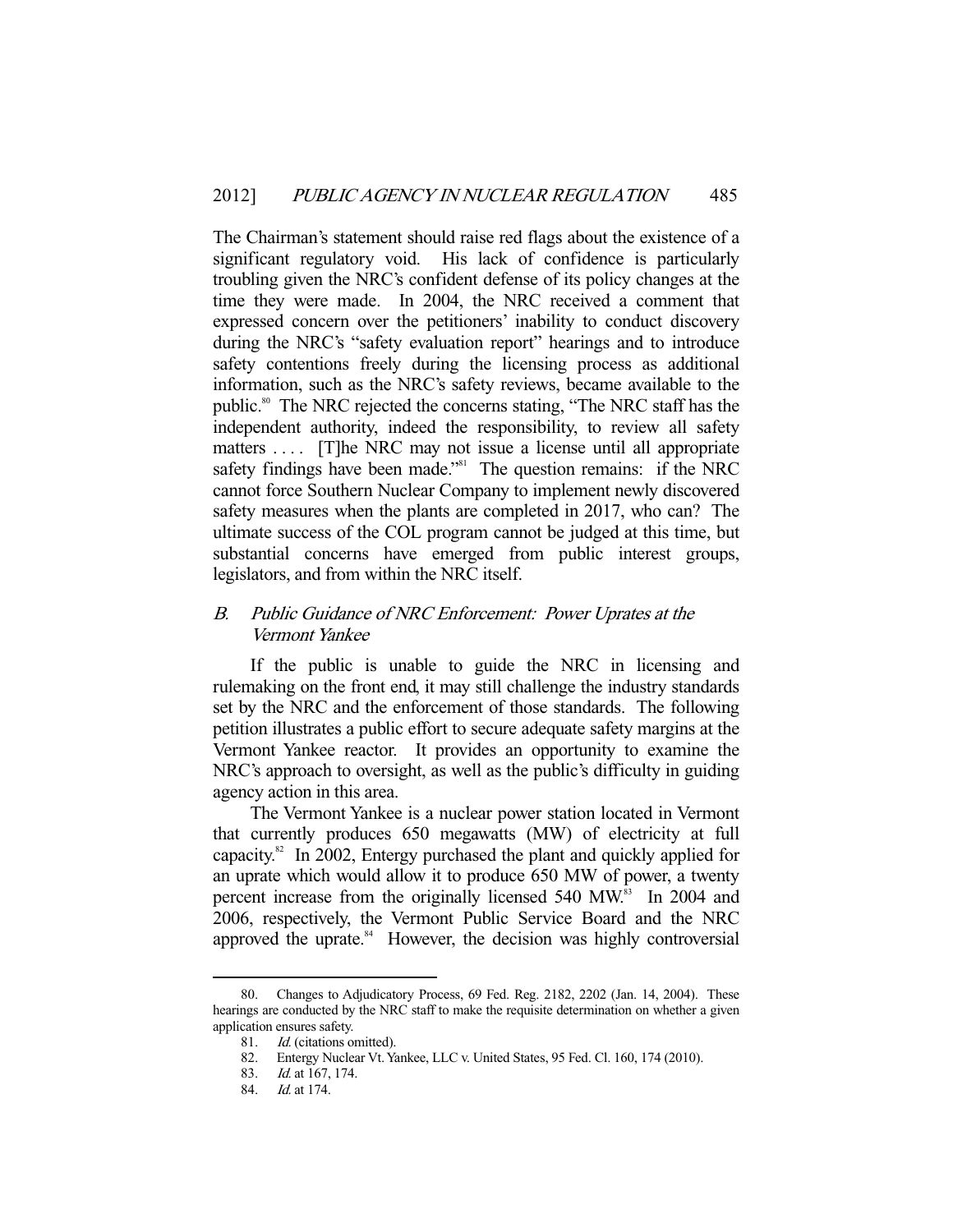The Chairman's statement should raise red flags about the existence of a significant regulatory void. His lack of confidence is particularly troubling given the NRC's confident defense of its policy changes at the time they were made. In 2004, the NRC received a comment that expressed concern over the petitioners' inability to conduct discovery during the NRC's "safety evaluation report" hearings and to introduce safety contentions freely during the licensing process as additional information, such as the NRC's safety reviews, became available to the public.[80] The NRC rejected the concerns stating, "The NRC staff has the independent authority, indeed the responsibility, to review all safety matters . . . . [T]he NRC may not issue a license until all appropriate safety findings have been made."[81] The question remains: if the NRC cannot force Southern Nuclear Company to implement newly discovered safety measures when the plants are completed in 2017, who can? The ultimate success of the COL program cannot be judged at this time, but substantial concerns have emerged from public interest groups, legislators, and from within the NRC itself.

## B. *Public Guidance of NRC Enforcement: Power Uprates at the Vermont Yankee*

If the public is unable to guide the NRC in licensing and rulemaking on the front end, it may still challenge the industry standards set by the NRC and the enforcement of those standards. The following petition illustrates a public effort to secure adequate safety margins at the Vermont Yankee reactor. It provides an opportunity to examine the NRC's approach to oversight, as well as the public's difficulty in guiding agency action in this area.

The Vermont Yankee is a nuclear power station located in Vermont that currently produces 650 megawatts (MW) of electricity at full capacity.[82] In 2002, Entergy purchased the plant and quickly applied for an uprate which would allow it to produce 650 MW of power, a twenty percent increase from the originally licensed 540 MW.[83] In 2004 and 2006, respectively, the Vermont Public Service Board and the NRC approved the uprate.[84] However, the decision was highly controversial

---

80. Changes to Adjudicatory Process, 69 Fed. Reg. 2182, 2202 (Jan. 14, 2004). These hearings are conducted by the NRC staff to make the requisite determination on whether a given application ensures safety.

81. *Id.* (citations omitted).

82. Entergy Nuclear Vt. Yankee, LLC v. United States, 95 Fed. Cl. 160, 174 (2010).

83. *Id.* at 167, 174.

84. *Id.* at 174.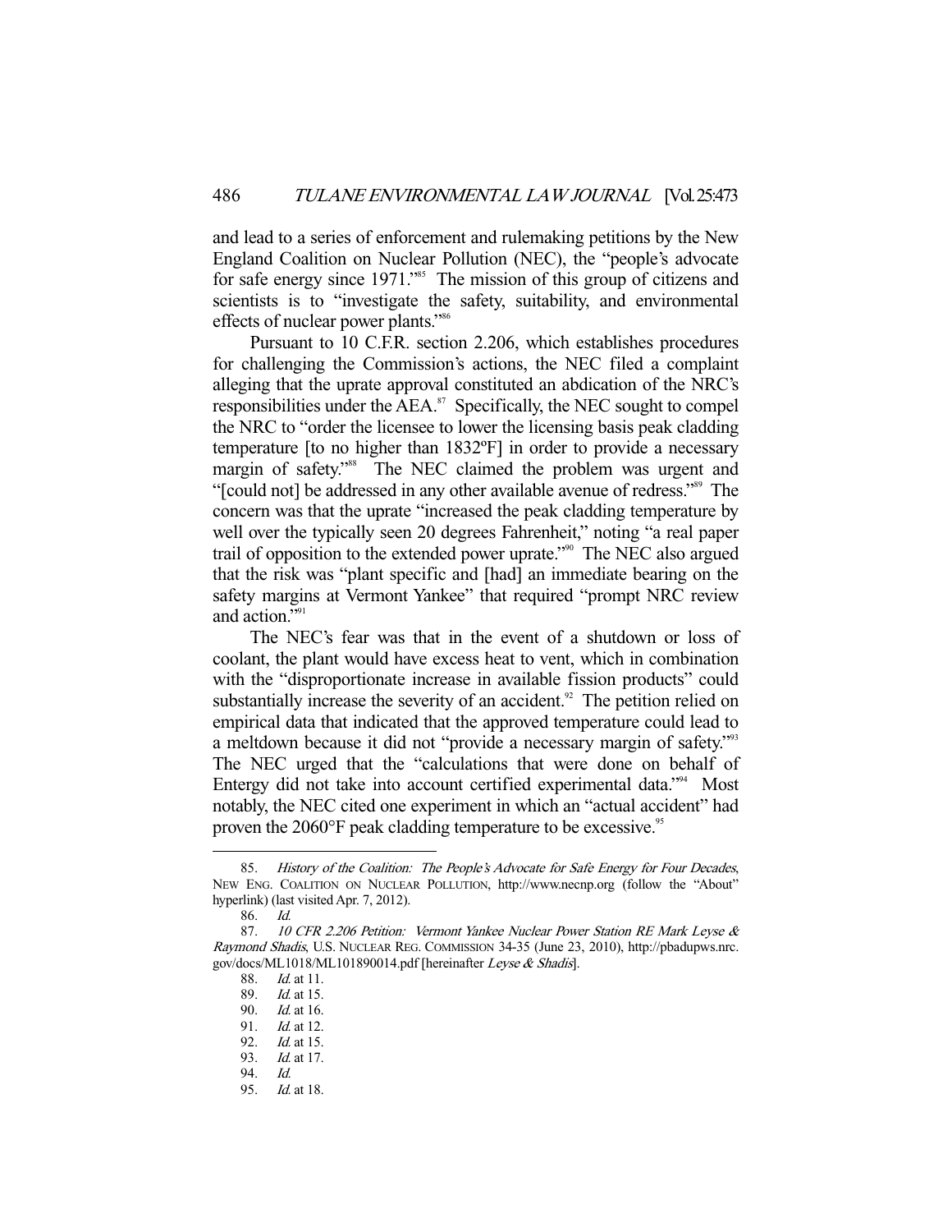and lead to a series of enforcement and rulemaking petitions by the New England Coalition on Nuclear Pollution (NEC), the "people's advocate for safe energy since 1971."[85] The mission of this group of citizens and scientists is to "investigate the safety, suitability, and environmental effects of nuclear power plants."[86]

Pursuant to 10 C.F.R. section 2.206, which establishes procedures for challenging the Commission's actions, the NEC filed a complaint alleging that the uprate approval constituted an abdication of the NRC's responsibilities under the AEA.[87] Specifically, the NEC sought to compel the NRC to "order the licensee to lower the licensing basis peak cladding temperature [to no higher than 1832ºF] in order to provide a necessary margin of safety."[88] The NEC claimed the problem was urgent and "[could not] be addressed in any other available avenue of redress."[89] The concern was that the uprate "increased the peak cladding temperature by well over the typically seen 20 degrees Fahrenheit," noting "a real paper trail of opposition to the extended power uprate."[90] The NEC also argued that the risk was "plant specific and [had] an immediate bearing on the safety margins at Vermont Yankee" that required "prompt NRC review and action."[91]

The NEC's fear was that in the event of a shutdown or loss of coolant, the plant would have excess heat to vent, which in combination with the "disproportionate increase in available fission products" could substantially increase the severity of an accident.[92] The petition relied on empirical data that indicated that the approved temperature could lead to a meltdown because it did not "provide a necessary margin of safety."[93] The NEC urged that the "calculations that were done on behalf of Entergy did not take into account certified experimental data."[94] Most notably, the NEC cited one experiment in which an "actual accident" had proven the 2060°F peak cladding temperature to be excessive.[95]

---

85. *History of the Coalition: The People's Advocate for Safe Energy for Four Decades*, NEW ENG. COALITION ON NUCLEAR POLLUTION, http://www.necnp.org (follow the "About" hyperlink) (last visited Apr. 7, 2012).

86. *Id.*

87. *10 CFR 2.206 Petition: Vermont Yankee Nuclear Power Station RE Mark Leyse & Raymond Shadis*, U.S. NUCLEAR REG. COMMISSION 34-35 (June 23, 2010), http://pbadupws.nrc.gov/docs/ML1018/ML101890014.pdf [hereinafter *Leyse & Shadis*].

88. *Id.* at 11.

89. *Id.* at 15.

90. *Id.* at 16.

91. *Id.* at 12.

92. *Id.* at 15.

93. *Id.* at 17.

94. *Id.*

95. *Id.* at 18.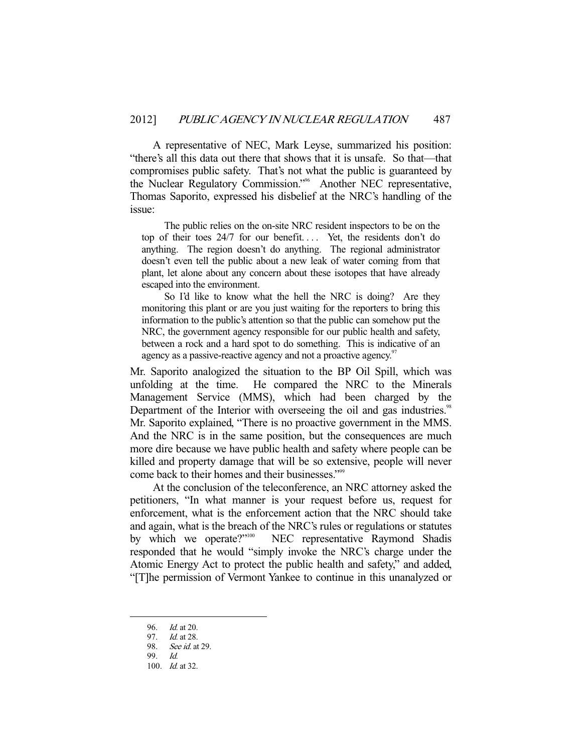A representative of NEC, Mark Leyse, summarized his position: "there's all this data out there that shows that it is unsafe. So that—that compromises public safety. That's not what the public is guaranteed by the Nuclear Regulatory Commission."[96] Another NEC representative, Thomas Saporito, expressed his disbelief at the NRC's handling of the issue:

> The public relies on the on-site NRC resident inspectors to be on the top of their toes 24/7 for our benefit. . . . Yet, the residents don't do anything. The region doesn't do anything. The regional administrator doesn't even tell the public about a new leak of water coming from that plant, let alone about any concern about these isotopes that have already escaped into the environment.
>
> So I'd like to know what the hell the NRC is doing? Are they monitoring this plant or are you just waiting for the reporters to bring this information to the public's attention so that the public can somehow put the NRC, the government agency responsible for our public health and safety, between a rock and a hard spot to do something. This is indicative of an agency as a passive-reactive agency and not a proactive agency.[97]

Mr. Saporito analogized the situation to the BP Oil Spill, which was unfolding at the time. He compared the NRC to the Minerals Management Service (MMS), which had been charged by the Department of the Interior with overseeing the oil and gas industries.[98] Mr. Saporito explained, "There is no proactive government in the MMS. And the NRC is in the same position, but the consequences are much more dire because we have public health and safety where people can be killed and property damage that will be so extensive, people will never come back to their homes and their businesses."[99]

At the conclusion of the teleconference, an NRC attorney asked the petitioners, "In what manner is your request before us, request for enforcement, what is the enforcement action that the NRC should take and again, what is the breach of the NRC's rules or regulations or statutes by which we operate?"[100] NEC representative Raymond Shadis responded that he would "simply invoke the NRC's charge under the Atomic Energy Act to protect the public health and safety," and added, "[T]he permission of Vermont Yankee to continue in this unanalyzed or

---

96. *Id.* at 20.

97. *Id.* at 28.

98. *See id.* at 29.

99. *Id.*

100. *Id.* at 32.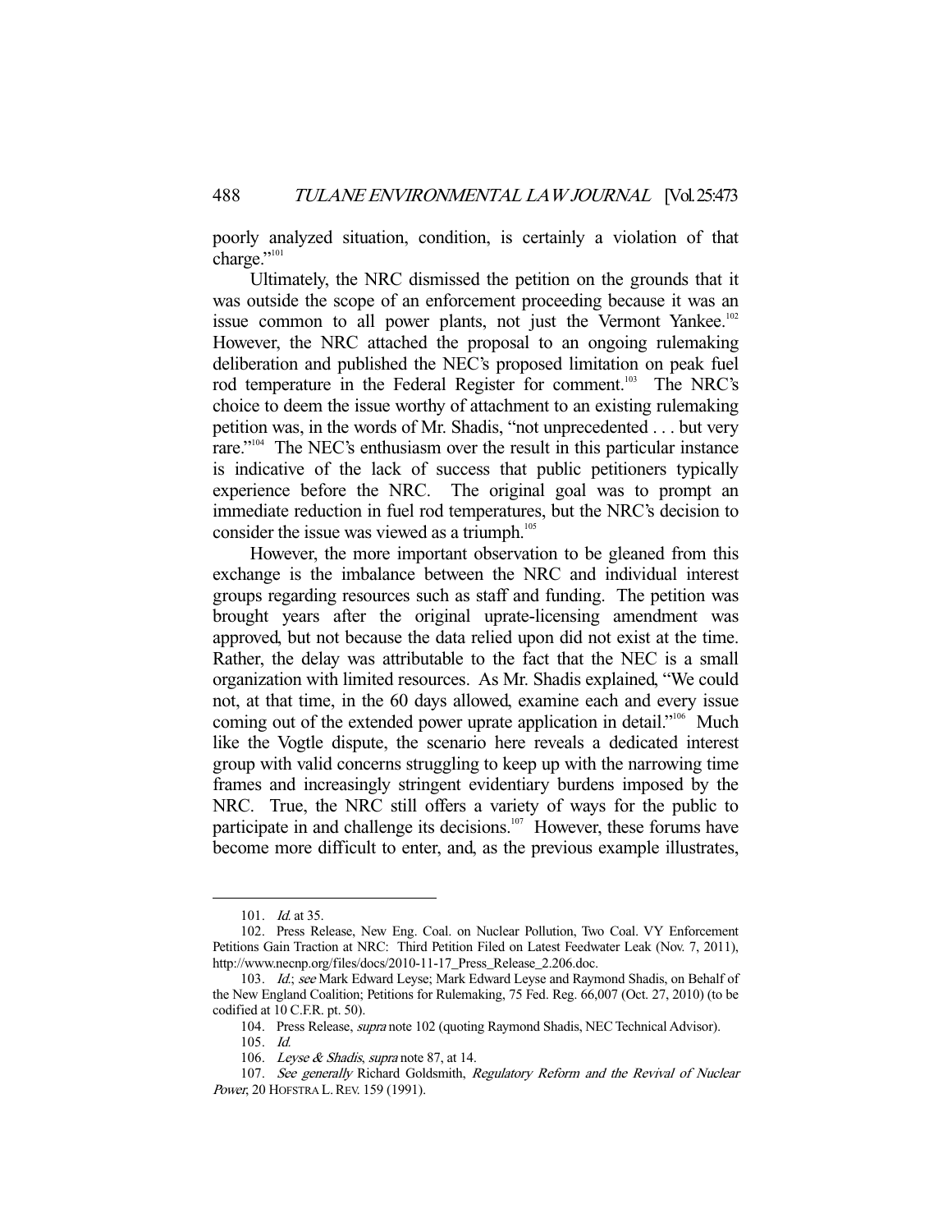poorly analyzed situation, condition, is certainly a violation of that charge."[101]

Ultimately, the NRC dismissed the petition on the grounds that it was outside the scope of an enforcement proceeding because it was an issue common to all power plants, not just the Vermont Yankee.[102] However, the NRC attached the proposal to an ongoing rulemaking deliberation and published the NEC's proposed limitation on peak fuel rod temperature in the Federal Register for comment.[103] The NRC's choice to deem the issue worthy of attachment to an existing rulemaking petition was, in the words of Mr. Shadis, "not unprecedented . . . but very rare."[104] The NEC's enthusiasm over the result in this particular instance is indicative of the lack of success that public petitioners typically experience before the NRC. The original goal was to prompt an immediate reduction in fuel rod temperatures, but the NRC's decision to consider the issue was viewed as a triumph.[105]

However, the more important observation to be gleaned from this exchange is the imbalance between the NRC and individual interest groups regarding resources such as staff and funding. The petition was brought years after the original uprate-licensing amendment was approved, but not because the data relied upon did not exist at the time. Rather, the delay was attributable to the fact that the NEC is a small organization with limited resources. As Mr. Shadis explained, "We could not, at that time, in the 60 days allowed, examine each and every issue coming out of the extended power uprate application in detail."[106] Much like the Vogtle dispute, the scenario here reveals a dedicated interest group with valid concerns struggling to keep up with the narrowing time frames and increasingly stringent evidentiary burdens imposed by the NRC. True, the NRC still offers a variety of ways for the public to participate in and challenge its decisions.[107] However, these forums have become more difficult to enter, and, as the previous example illustrates,

---

101. *Id.* at 35.

102. Press Release, New Eng. Coal. on Nuclear Pollution, Two Coal. VY Enforcement Petitions Gain Traction at NRC: Third Petition Filed on Latest Feedwater Leak (Nov. 7, 2011), http://www.necnp.org/files/docs/2010-11-17_Press_Release_2.206.doc.

103. *Id.*; *see* Mark Edward Leyse; Mark Edward Leyse and Raymond Shadis, on Behalf of the New England Coalition; Petitions for Rulemaking, 75 Fed. Reg. 66,007 (Oct. 27, 2010) (to be codified at 10 C.F.R. pt. 50).

104. Press Release, *supra* note 102 (quoting Raymond Shadis, NEC Technical Advisor).

105. *Id.*

106. *Leyse & Shadis*, *supra* note 87, at 14.

107. *See generally* Richard Goldsmith, *Regulatory Reform and the Revival of Nuclear Power*, 20 HOFSTRA L. REV. 159 (1991).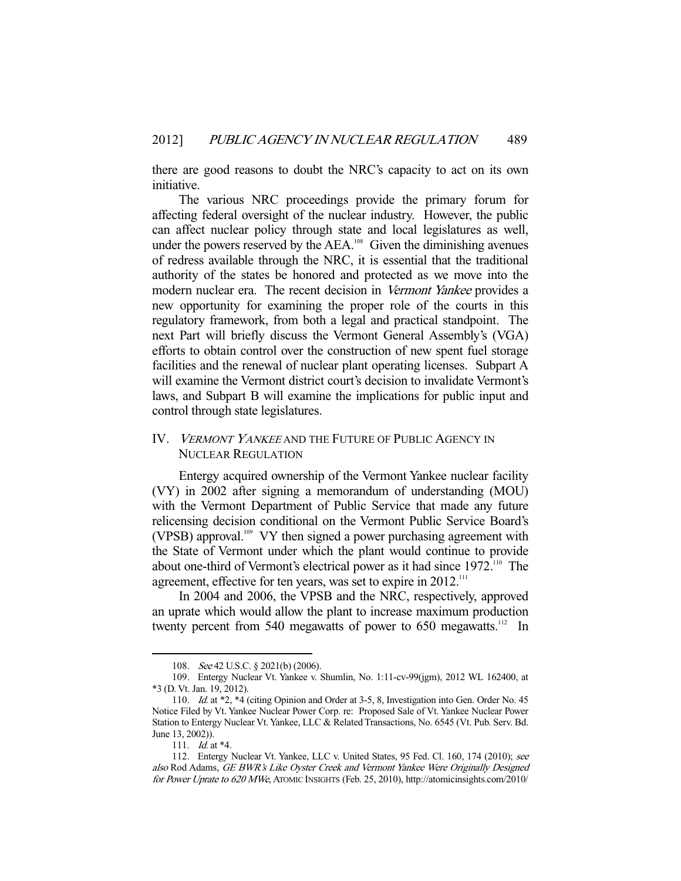there are good reasons to doubt the NRC's capacity to act on its own initiative.

The various NRC proceedings provide the primary forum for affecting federal oversight of the nuclear industry. However, the public can affect nuclear policy through state and local legislatures as well, under the powers reserved by the AEA.[108] Given the diminishing avenues of redress available through the NRC, it is essential that the traditional authority of the states be honored and protected as we move into the modern nuclear era. The recent decision in *Vermont Yankee* provides a new opportunity for examining the proper role of the courts in this regulatory framework, from both a legal and practical standpoint. The next Part will briefly discuss the Vermont General Assembly's (VGA) efforts to obtain control over the construction of new spent fuel storage facilities and the renewal of nuclear plant operating licenses. Subpart A will examine the Vermont district court's decision to invalidate Vermont's laws, and Subpart B will examine the implications for public input and control through state legislatures.

## IV. *VERMONT YANKEE* AND THE FUTURE OF PUBLIC AGENCY IN NUCLEAR REGULATION

Entergy acquired ownership of the Vermont Yankee nuclear facility (VY) in 2002 after signing a memorandum of understanding (MOU) with the Vermont Department of Public Service that made any future relicensing decision conditional on the Vermont Public Service Board's (VPSB) approval.[109] VY then signed a power purchasing agreement with the State of Vermont under which the plant would continue to provide about one-third of Vermont's electrical power as it had since 1972.[110] The agreement, effective for ten years, was set to expire in 2012.[111]

In 2004 and 2006, the VPSB and the NRC, respectively, approved an uprate which would allow the plant to increase maximum production twenty percent from 540 megawatts of power to 650 megawatts.[112] In

---

108. *See* 42 U.S.C. § 2021(b) (2006).

109. Entergy Nuclear Vt. Yankee v. Shumlin, No. 1:11-cv-99(jgm), 2012 WL 162400, at *3 (D. Vt. Jan. 19, 2012).

110. *Id.* at *2, *4 (citing Opinion and Order at 3-5, 8, Investigation into Gen. Order No. 45 Notice Filed by Vt. Yankee Nuclear Power Corp. re: Proposed Sale of Vt. Yankee Nuclear Power Station to Entergy Nuclear Vt. Yankee, LLC & Related Transactions, No. 6545 (Vt. Pub. Serv. Bd. June 13, 2002)).

111. *Id.* at *4.

112. Entergy Nuclear Vt. Yankee, LLC v. United States, 95 Fed. Cl. 160, 174 (2010); *see also* Rod Adams, *GE BWR's Like Oyster Creek and Vermont Yankee Were Originally Designed for Power Uprate to 620 MWe*, ATOMIC INSIGHTS (Feb. 25, 2010), http://atomicinsights.com/2010/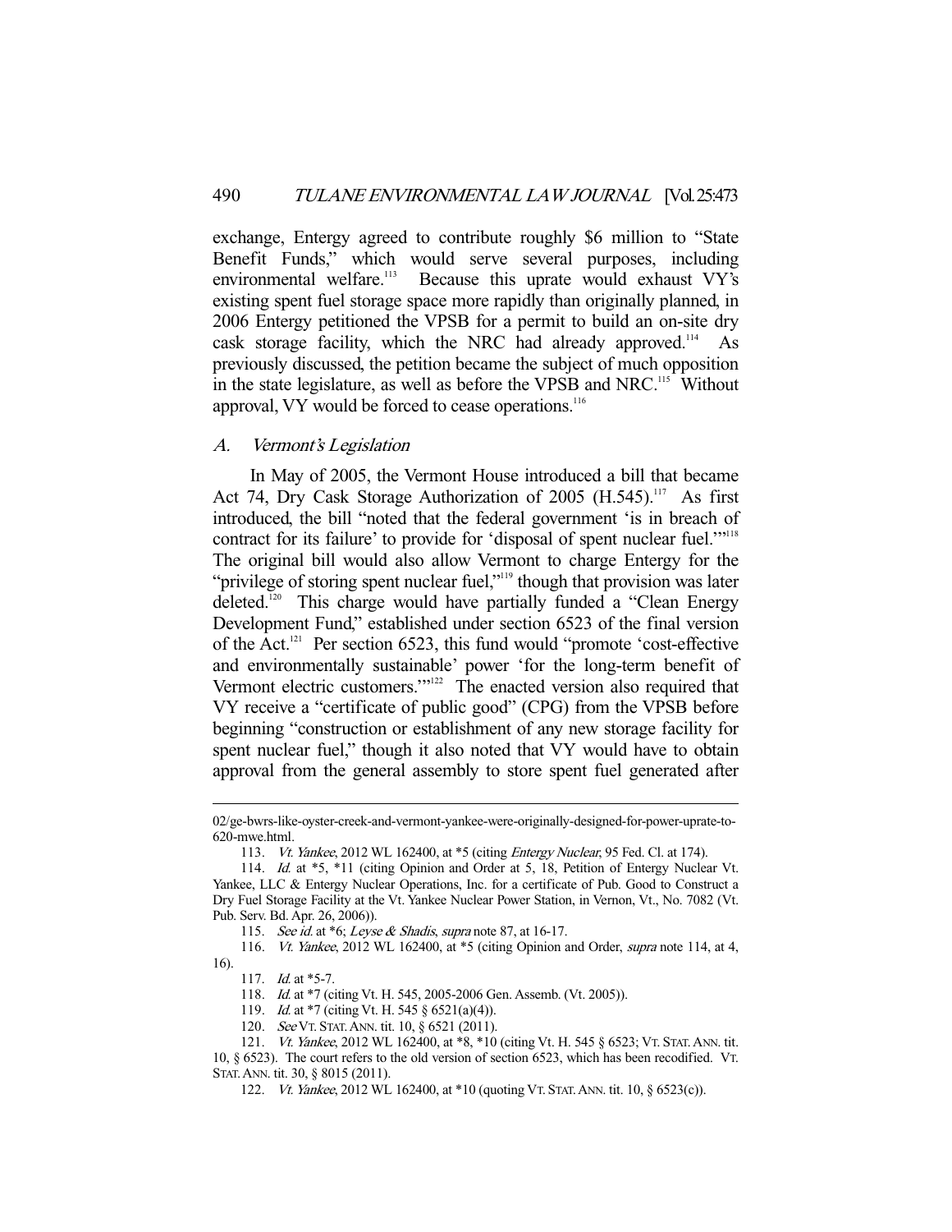exchange, Entergy agreed to contribute roughly $6 million to "State Benefit Funds," which would serve several purposes, including environmental welfare.[113] Because this uprate would exhaust VY's existing spent fuel storage space more rapidly than originally planned, in 2006 Entergy petitioned the VPSB for a permit to build an on-site dry cask storage facility, which the NRC had already approved.[114] As previously discussed, the petition became the subject of much opposition in the state legislature, as well as before the VPSB and NRC.[115] Without approval, VY would be forced to cease operations.[116]

### *A. Vermont's Legislation*

In May of 2005, the Vermont House introduced a bill that became Act 74, Dry Cask Storage Authorization of 2005 (H.545).[117] As first introduced, the bill "noted that the federal government 'is in breach of contract for its failure' to provide for 'disposal of spent nuclear fuel.'"[118] The original bill would also allow Vermont to charge Entergy for the "privilege of storing spent nuclear fuel,"[119] though that provision was later deleted.[120] This charge would have partially funded a "Clean Energy Development Fund," established under section 6523 of the final version of the Act.[121] Per section 6523, this fund would "promote 'cost-effective and environmentally sustainable' power 'for the long-term benefit of Vermont electric customers.'"[122] The enacted version also required that VY receive a "certificate of public good" (CPG) from the VPSB before beginning "construction or establishment of any new storage facility for spent nuclear fuel," though it also noted that VY would have to obtain approval from the general assembly to store spent fuel generated after

---

02/ge-bwrs-like-oyster-creek-and-vermont-yankee-were-originally-designed-for-power-uprate-to-620-mwe.html.

113. *Vt. Yankee*, 2012 WL 162400, at *5 (citing *Entergy Nuclear*, 95 Fed. Cl. at 174).

114. *Id.* at *5, *11 (citing Opinion and Order at 5, 18, Petition of Entergy Nuclear Vt. Yankee, LLC & Entergy Nuclear Operations, Inc. for a certificate of Pub. Good to Construct a Dry Fuel Storage Facility at the Vt. Yankee Nuclear Power Station, in Vernon, Vt., No. 7082 (Vt. Pub. Serv. Bd. Apr. 26, 2006)).

115. *See id.* at *6; *Leyse & Shadis*, *supra* note 87, at 16-17.

116. *Vt. Yankee*, 2012 WL 162400, at *5 (citing Opinion and Order, *supra* note 114, at 4, 16).

117. *Id.* at *5-7.

118. *Id.* at *7 (citing Vt. H. 545, 2005-2006 Gen. Assemb. (Vt. 2005)).

119. *Id.* at *7 (citing Vt. H. 545 § 6521(a)(4)).

120. *See* VT. STAT. ANN. tit. 10, § 6521 (2011).

121. *Vt. Yankee*, 2012 WL 162400, at *8, *10 (citing Vt. H. 545 § 6523; VT. STAT. ANN. tit. 10, § 6523). The court refers to the old version of section 6523, which has been recodified. VT. STAT. ANN. tit. 30, § 8015 (2011).

122. *Vt. Yankee*, 2012 WL 162400, at *10 (quoting VT. STAT. ANN. tit. 10, § 6523(c)).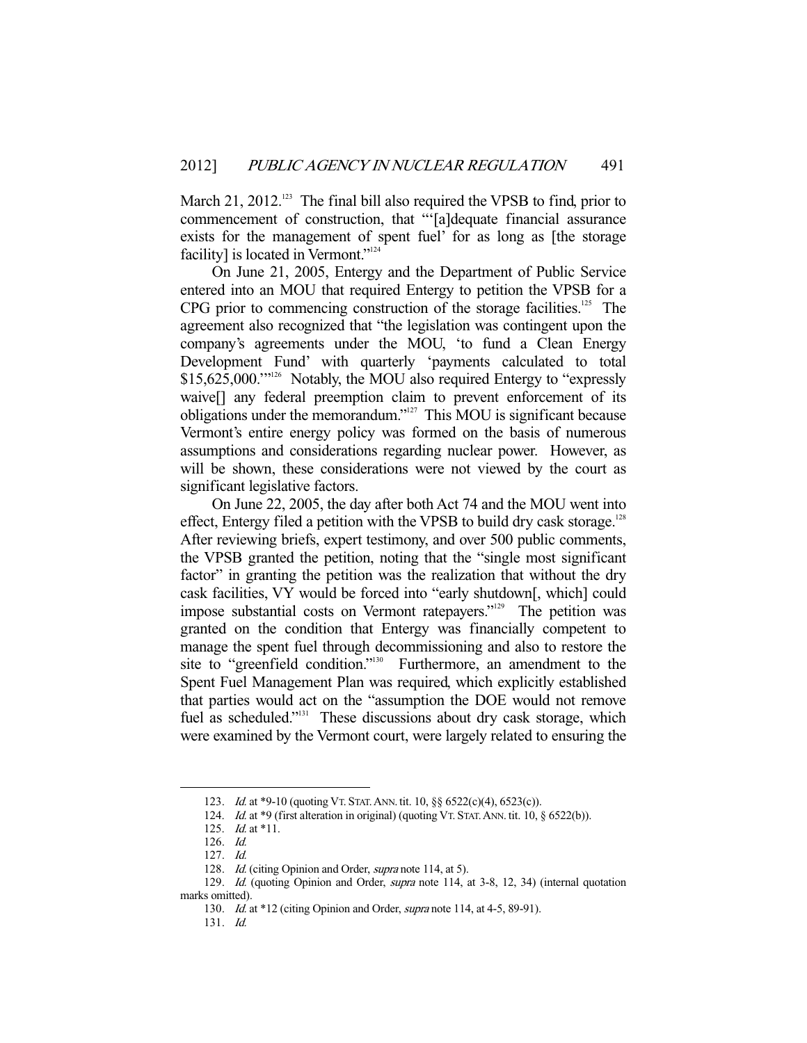March 21, 2012.[123] The final bill also required the VPSB to find, prior to commencement of construction, that "'[a]dequate financial assurance exists for the management of spent fuel' for as long as [the storage facility] is located in Vermont."[124]

On June 21, 2005, Entergy and the Department of Public Service entered into an MOU that required Entergy to petition the VPSB for a CPG prior to commencing construction of the storage facilities.[125] The agreement also recognized that "the legislation was contingent upon the company's agreements under the MOU, 'to fund a Clean Energy Development Fund' with quarterly 'payments calculated to total $15,625,000.'"[126] Notably, the MOU also required Entergy to "expressly waive[] any federal preemption claim to prevent enforcement of its obligations under the memorandum."[127] This MOU is significant because Vermont's entire energy policy was formed on the basis of numerous assumptions and considerations regarding nuclear power. However, as will be shown, these considerations were not viewed by the court as significant legislative factors.

On June 22, 2005, the day after both Act 74 and the MOU went into effect, Entergy filed a petition with the VPSB to build dry cask storage.[128] After reviewing briefs, expert testimony, and over 500 public comments, the VPSB granted the petition, noting that the "single most significant factor" in granting the petition was the realization that without the dry cask facilities, VY would be forced into "early shutdown[, which] could impose substantial costs on Vermont ratepayers."[129] The petition was granted on the condition that Entergy was financially competent to manage the spent fuel through decommissioning and also to restore the site to "greenfield condition."[130] Furthermore, an amendment to the Spent Fuel Management Plan was required, which explicitly established that parties would act on the "assumption the DOE would not remove fuel as scheduled."[131] These discussions about dry cask storage, which were examined by the Vermont court, were largely related to ensuring the

---

123. *Id.* at *9-10 (quoting VT. STAT. ANN. tit. 10, §§ 6522(c)(4), 6523(c)).

124. *Id.* at *9 (first alteration in original) (quoting VT. STAT. ANN. tit. 10, § 6522(b)).

125. *Id.* at *11.

126. *Id.*

127. *Id.*

128. *Id.* (citing Opinion and Order, *supra* note 114, at 5).

129. *Id.* (quoting Opinion and Order, *supra* note 114, at 3-8, 12, 34) (internal quotation marks omitted).

130. *Id.* at *12 (citing Opinion and Order, *supra* note 114, at 4-5, 89-91).

131. *Id.*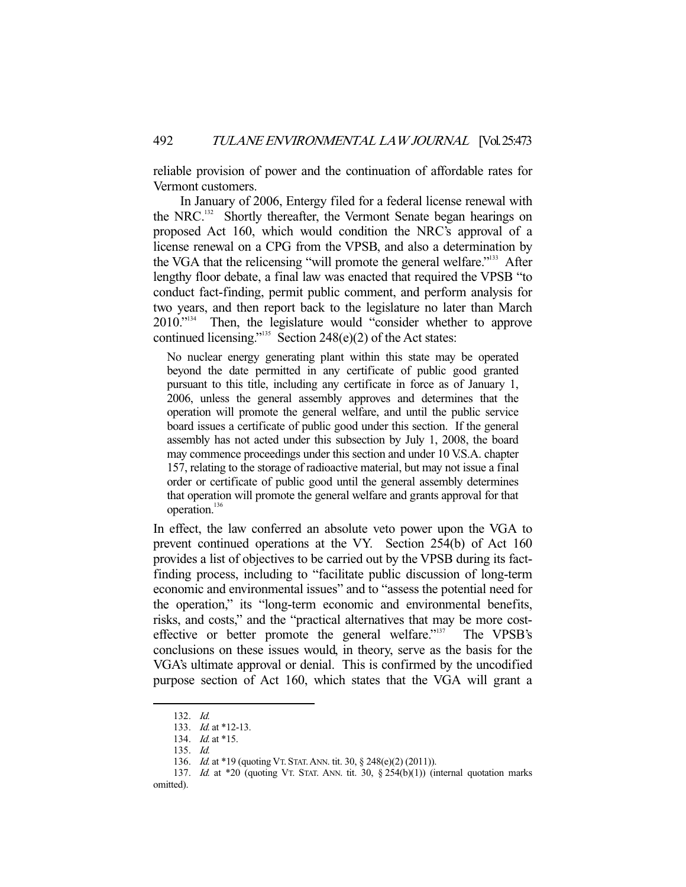reliable provision of power and the continuation of affordable rates for Vermont customers.

In January of 2006, Entergy filed for a federal license renewal with the NRC.[132] Shortly thereafter, the Vermont Senate began hearings on proposed Act 160, which would condition the NRC's approval of a license renewal on a CPG from the VPSB, and also a determination by the VGA that the relicensing "will promote the general welfare."[133] After lengthy floor debate, a final law was enacted that required the VPSB "to conduct fact-finding, permit public comment, and perform analysis for two years, and then report back to the legislature no later than March 2010."[134] Then, the legislature would "consider whether to approve continued licensing."[135] Section 248(e)(2) of the Act states:

> No nuclear energy generating plant within this state may be operated beyond the date permitted in any certificate of public good granted pursuant to this title, including any certificate in force as of January 1, 2006, unless the general assembly approves and determines that the operation will promote the general welfare, and until the public service board issues a certificate of public good under this section. If the general assembly has not acted under this subsection by July 1, 2008, the board may commence proceedings under this section and under 10 V.S.A. chapter 157, relating to the storage of radioactive material, but may not issue a final order or certificate of public good until the general assembly determines that operation will promote the general welfare and grants approval for that operation.[136]

In effect, the law conferred an absolute veto power upon the VGA to prevent continued operations at the VY. Section 254(b) of Act 160 provides a list of objectives to be carried out by the VPSB during its fact-finding process, including to "facilitate public discussion of long-term economic and environmental issues" and to "assess the potential need for the operation," its "long-term economic and environmental benefits, risks, and costs," and the "practical alternatives that may be more cost-effective or better promote the general welfare."[137] The VPSB's conclusions on these issues would, in theory, serve as the basis for the VGA's ultimate approval or denial. This is confirmed by the uncodified purpose section of Act 160, which states that the VGA will grant a

---

132. *Id.*

133. *Id.* at *12-13.

134. *Id.* at *15.

135. *Id.*

136. *Id.* at *19 (quoting VT. STAT. ANN. tit. 30, § 248(e)(2) (2011)).

137. *Id.* at *20 (quoting VT. STAT. ANN. tit. 30, § 254(b)(1)) (internal quotation marks omitted).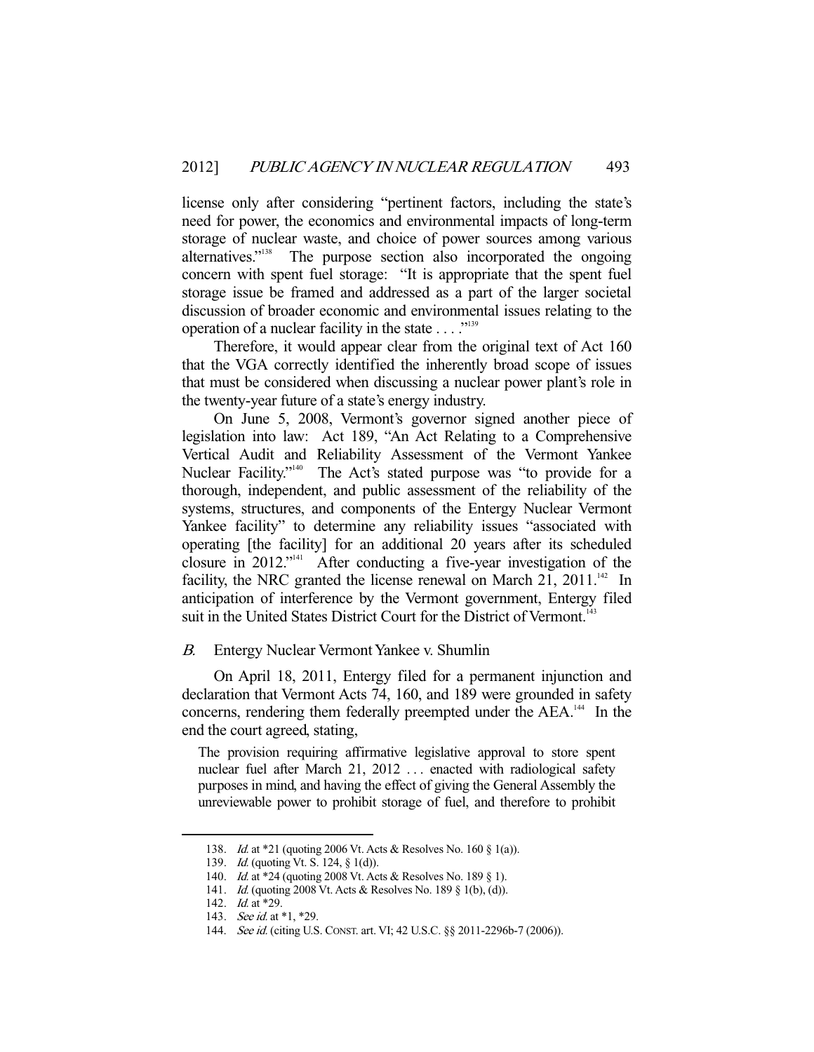license only after considering "pertinent factors, including the state's need for power, the economics and environmental impacts of long-term storage of nuclear waste, and choice of power sources among various alternatives."[138] The purpose section also incorporated the ongoing concern with spent fuel storage: "It is appropriate that the spent fuel storage issue be framed and addressed as a part of the larger societal discussion of broader economic and environmental issues relating to the operation of a nuclear facility in the state . . . ."[139]

Therefore, it would appear clear from the original text of Act 160 that the VGA correctly identified the inherently broad scope of issues that must be considered when discussing a nuclear power plant's role in the twenty-year future of a state's energy industry.

On June 5, 2008, Vermont's governor signed another piece of legislation into law: Act 189, "An Act Relating to a Comprehensive Vertical Audit and Reliability Assessment of the Vermont Yankee Nuclear Facility."[140] The Act's stated purpose was "to provide for a thorough, independent, and public assessment of the reliability of the systems, structures, and components of the Entergy Nuclear Vermont Yankee facility" to determine any reliability issues "associated with operating [the facility] for an additional 20 years after its scheduled closure in 2012."[141] After conducting a five-year investigation of the facility, the NRC granted the license renewal on March 21, 2011.[142] In anticipation of interference by the Vermont government, Entergy filed suit in the United States District Court for the District of Vermont.[143]

### *B.* Entergy Nuclear Vermont Yankee v. Shumlin

On April 18, 2011, Entergy filed for a permanent injunction and declaration that Vermont Acts 74, 160, and 189 were grounded in safety concerns, rendering them federally preempted under the AEA.[144] In the end the court agreed, stating,

> The provision requiring affirmative legislative approval to store spent nuclear fuel after March 21, 2012 . . . enacted with radiological safety purposes in mind, and having the effect of giving the General Assembly the unreviewable power to prohibit storage of fuel, and therefore to prohibit

---

138. *Id.* at \*21 (quoting 2006 Vt. Acts & Resolves No. 160 § 1(a)).

139. *Id.* (quoting Vt. S. 124, § 1(d)).

140. *Id.* at \*24 (quoting 2008 Vt. Acts & Resolves No. 189 § 1).

141. *Id.* (quoting 2008 Vt. Acts & Resolves No. 189 § 1(b), (d)).

142. *Id.* at \*29.

143. *See id.* at \*1, \*29.

144. *See id.* (citing U.S. CONST. art. VI; 42 U.S.C. §§ 2011-2296b-7 (2006)).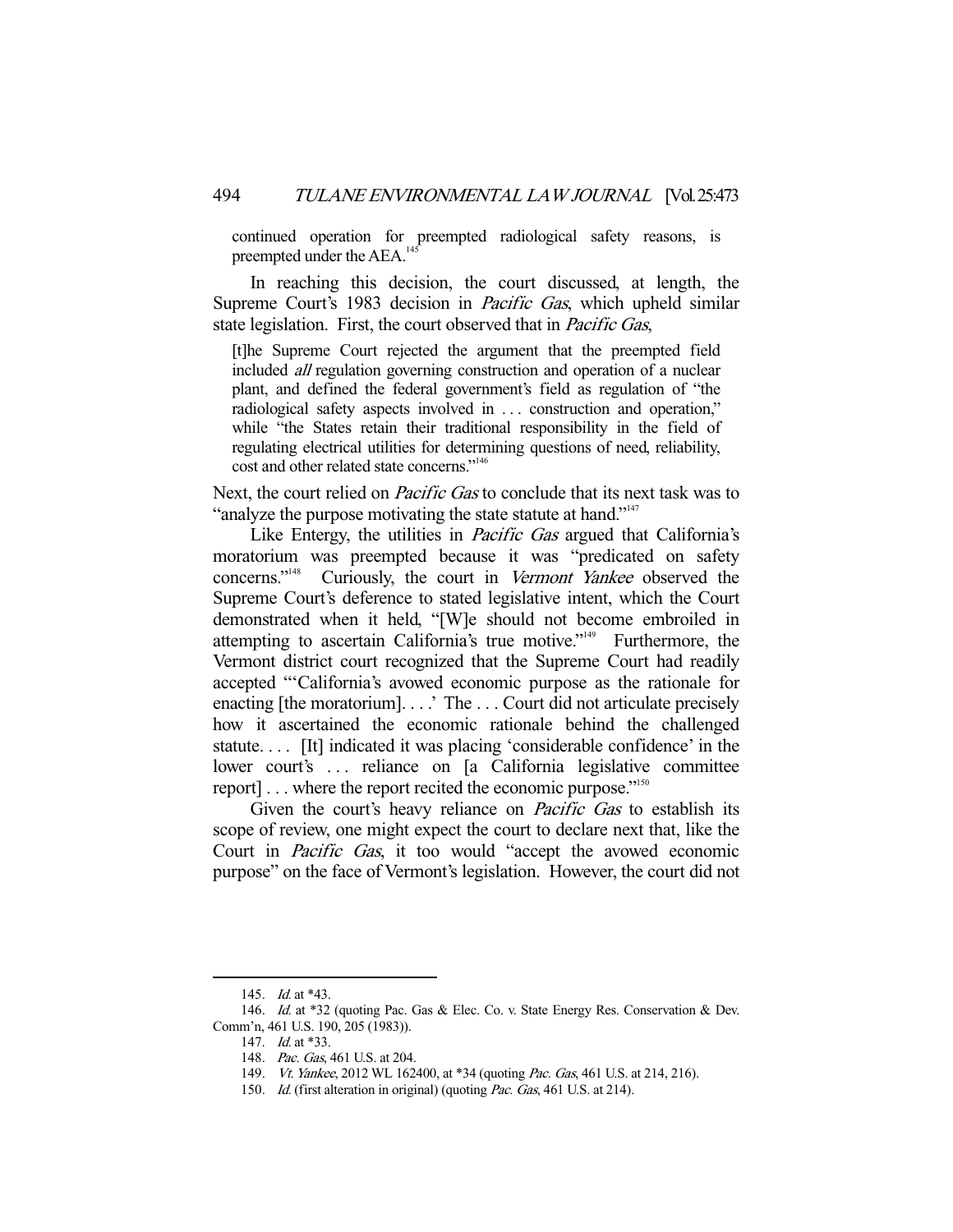continued operation for preempted radiological safety reasons, is preempted under the AEA.[145]

In reaching this decision, the court discussed, at length, the Supreme Court's 1983 decision in *Pacific Gas*, which upheld similar state legislation. First, the court observed that in *Pacific Gas*,

> [t]he Supreme Court rejected the argument that the preempted field included *all* regulation governing construction and operation of a nuclear plant, and defined the federal government's field as regulation of "the radiological safety aspects involved in . . . construction and operation," while "the States retain their traditional responsibility in the field of regulating electrical utilities for determining questions of need, reliability, cost and other related state concerns."[146]

Next, the court relied on *Pacific Gas* to conclude that its next task was to "analyze the purpose motivating the state statute at hand."[147]

Like Entergy, the utilities in *Pacific Gas* argued that California's moratorium was preempted because it was "predicated on safety concerns."[148] Curiously, the court in *Vermont Yankee* observed the Supreme Court's deference to stated legislative intent, which the Court demonstrated when it held, "[W]e should not become embroiled in attempting to ascertain California's true motive."[149] Furthermore, the Vermont district court recognized that the Supreme Court had readily accepted "'California's avowed economic purpose as the rationale for enacting [the moratorium]. . . .' The . . . Court did not articulate precisely how it ascertained the economic rationale behind the challenged statute. . . . [It] indicated it was placing 'considerable confidence' in the lower court's . . . reliance on [a California legislative committee report] . . . where the report recited the economic purpose."[150]

Given the court's heavy reliance on *Pacific Gas* to establish its scope of review, one might expect the court to declare next that, like the Court in *Pacific Gas*, it too would "accept the avowed economic purpose" on the face of Vermont's legislation. However, the court did not

---

145. *Id.* at *43.

146. *Id.* at *32 (quoting Pac. Gas & Elec. Co. v. State Energy Res. Conservation & Dev. Comm'n, 461 U.S. 190, 205 (1983)).

147. *Id.* at *33.

148. *Pac. Gas*, 461 U.S. at 204.

149. *Vt. Yankee*, 2012 WL 162400, at *34 (quoting *Pac. Gas*, 461 U.S. at 214, 216).

150. *Id.* (first alteration in original) (quoting *Pac. Gas*, 461 U.S. at 214).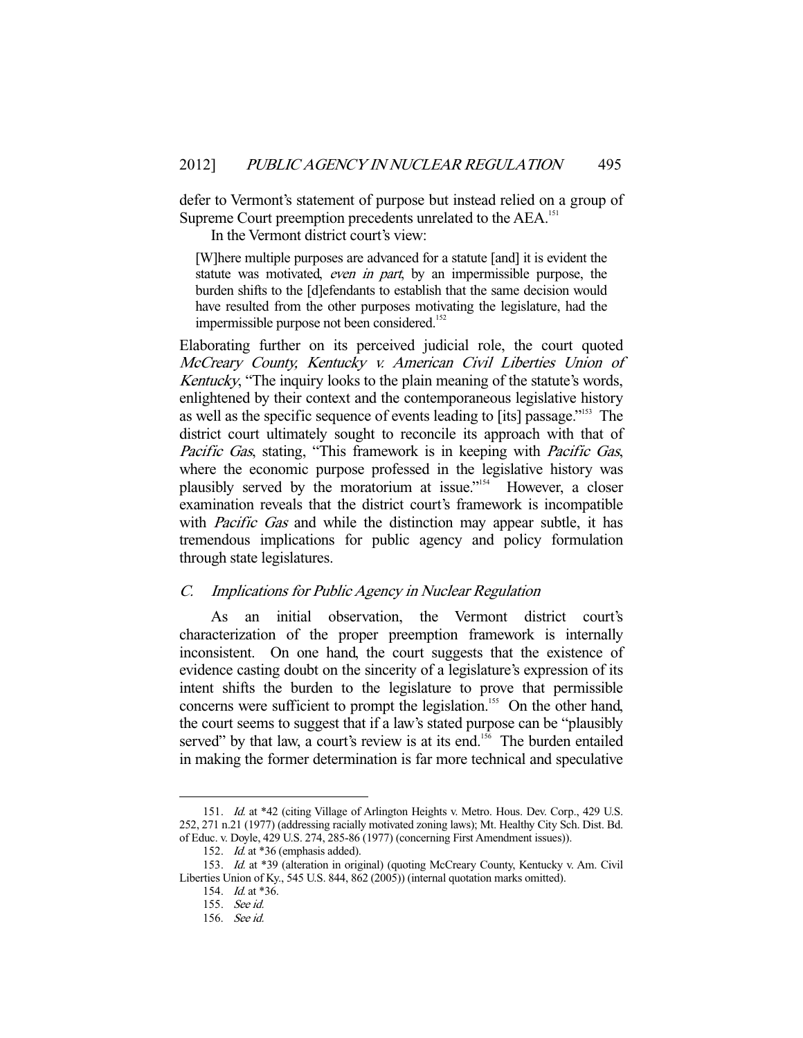defer to Vermont's statement of purpose but instead relied on a group of Supreme Court preemption precedents unrelated to the AEA.[151]

In the Vermont district court's view:

> [W]here multiple purposes are advanced for a statute [and] it is evident the statute was motivated, *even in part*, by an impermissible purpose, the burden shifts to the [d]efendants to establish that the same decision would have resulted from the other purposes motivating the legislature, had the impermissible purpose not been considered.[152]

Elaborating further on its perceived judicial role, the court quoted *McCreary County, Kentucky v. American Civil Liberties Union of Kentucky*, "The inquiry looks to the plain meaning of the statute's words, enlightened by their context and the contemporaneous legislative history as well as the specific sequence of events leading to [its] passage."[153] The district court ultimately sought to reconcile its approach with that of *Pacific Gas*, stating, "This framework is in keeping with *Pacific Gas*, where the economic purpose professed in the legislative history was plausibly served by the moratorium at issue."[154] However, a closer examination reveals that the district court's framework is incompatible with *Pacific Gas* and while the distinction may appear subtle, it has tremendous implications for public agency and policy formulation through state legislatures.

### C. *Implications for Public Agency in Nuclear Regulation*

As an initial observation, the Vermont district court's characterization of the proper preemption framework is internally inconsistent. On one hand, the court suggests that the existence of evidence casting doubt on the sincerity of a legislature's expression of its intent shifts the burden to the legislature to prove that permissible concerns were sufficient to prompt the legislation.[155] On the other hand, the court seems to suggest that if a law's stated purpose can be "plausibly served" by that law, a court's review is at its end.[156] The burden entailed in making the former determination is far more technical and speculative

---

151. *Id.* at *42 (citing Village of Arlington Heights v. Metro. Hous. Dev. Corp., 429 U.S. 252, 271 n.21 (1977) (addressing racially motivated zoning laws); Mt. Healthy City Sch. Dist. Bd. of Educ. v. Doyle, 429 U.S. 274, 285-86 (1977) (concerning First Amendment issues)).

152. *Id.* at *36 (emphasis added).

153. *Id.* at *39 (alteration in original) (quoting McCreary County, Kentucky v. Am. Civil Liberties Union of Ky., 545 U.S. 844, 862 (2005)) (internal quotation marks omitted).

154. *Id.* at *36.

155. *See id.*

156. *See id.*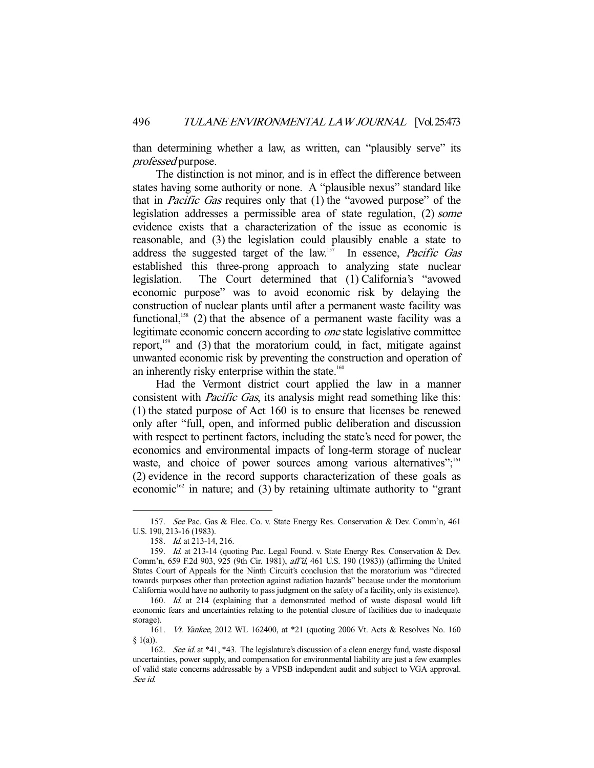than determining whether a law, as written, can "plausibly serve" its *professed* purpose.

The distinction is not minor, and is in effect the difference between states having some authority or none. A "plausible nexus" standard like that in *Pacific Gas* requires only that (1) the "avowed purpose" of the legislation addresses a permissible area of state regulation, (2) *some* evidence exists that a characterization of the issue as economic is reasonable, and (3) the legislation could plausibly enable a state to address the suggested target of the law.[157] In essence, *Pacific Gas* established this three-prong approach to analyzing state nuclear legislation. The Court determined that (1) California's "avowed economic purpose" was to avoid economic risk by delaying the construction of nuclear plants until after a permanent waste facility was functional,[158] (2) that the absence of a permanent waste facility was a legitimate economic concern according to *one* state legislative committee report,[159] and (3) that the moratorium could, in fact, mitigate against unwanted economic risk by preventing the construction and operation of an inherently risky enterprise within the state.[160]

Had the Vermont district court applied the law in a manner consistent with *Pacific Gas*, its analysis might read something like this: (1) the stated purpose of Act 160 is to ensure that licenses be renewed only after "full, open, and informed public deliberation and discussion with respect to pertinent factors, including the state's need for power, the economics and environmental impacts of long-term storage of nuclear waste, and choice of power sources among various alternatives";[161] (2) evidence in the record supports characterization of these goals as economic[162] in nature; and (3) by retaining ultimate authority to "grant

---

157. *See* Pac. Gas & Elec. Co. v. State Energy Res. Conservation & Dev. Comm'n, 461 U.S. 190, 213-16 (1983).

158. *Id.* at 213-14, 216.

159. *Id.* at 213-14 (quoting Pac. Legal Found. v. State Energy Res. Conservation & Dev. Comm'n, 659 F.2d 903, 925 (9th Cir. 1981), *aff'd*, 461 U.S. 190 (1983)) (affirming the United States Court of Appeals for the Ninth Circuit's conclusion that the moratorium was "directed towards purposes other than protection against radiation hazards" because under the moratorium California would have no authority to pass judgment on the safety of a facility, only its existence).

160. *Id.* at 214 (explaining that a demonstrated method of waste disposal would lift economic fears and uncertainties relating to the potential closure of facilities due to inadequate storage).

161. *Vt. Yankee*, 2012 WL 162400, at *21 (quoting 2006 Vt. Acts & Resolves No. 160 § 1(a)).

162. *See id.* at *41, *43. The legislature's discussion of a clean energy fund, waste disposal uncertainties, power supply, and compensation for environmental liability are just a few examples of valid state concerns addressable by a VPSB independent audit and subject to VGA approval. *See id.*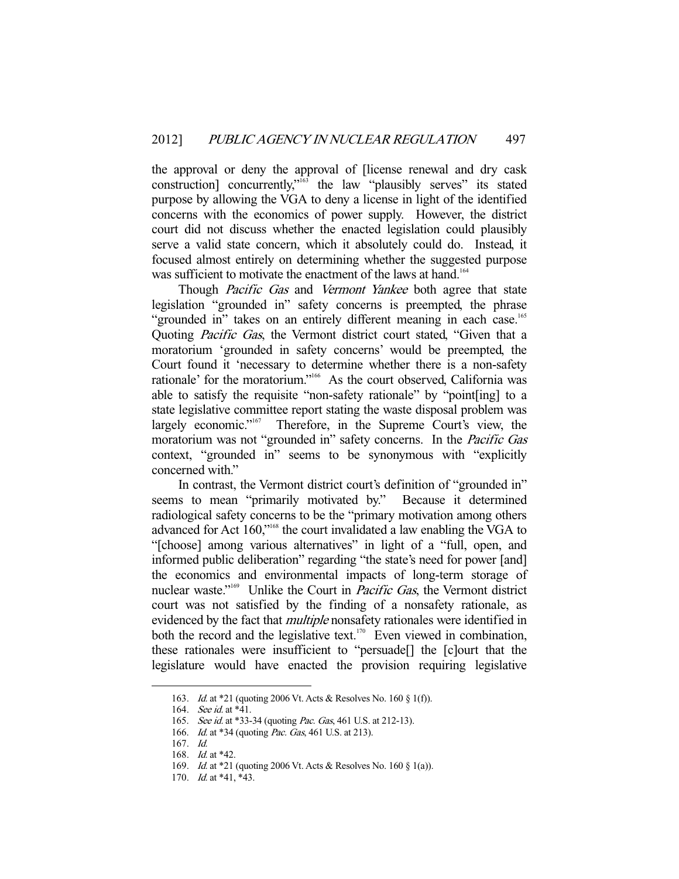the approval or deny the approval of [license renewal and dry cask construction] concurrently,"[163] the law "plausibly serves" its stated purpose by allowing the VGA to deny a license in light of the identified concerns with the economics of power supply. However, the district court did not discuss whether the enacted legislation could plausibly serve a valid state concern, which it absolutely could do. Instead, it focused almost entirely on determining whether the suggested purpose was sufficient to motivate the enactment of the laws at hand.[164]

Though *Pacific Gas* and *Vermont Yankee* both agree that state legislation "grounded in" safety concerns is preempted, the phrase "grounded in" takes on an entirely different meaning in each case.[165] Quoting *Pacific Gas*, the Vermont district court stated, "Given that a moratorium 'grounded in safety concerns' would be preempted, the Court found it 'necessary to determine whether there is a non-safety rationale' for the moratorium."[166] As the court observed, California was able to satisfy the requisite "non-safety rationale" by "point[ing] to a state legislative committee report stating the waste disposal problem was largely economic."[167] Therefore, in the Supreme Court's view, the moratorium was not "grounded in" safety concerns. In the *Pacific Gas* context, "grounded in" seems to be synonymous with "explicitly concerned with."

In contrast, the Vermont district court's definition of "grounded in" seems to mean "primarily motivated by." Because it determined radiological safety concerns to be the "primary motivation among others advanced for Act 160,"[168] the court invalidated a law enabling the VGA to "[choose] among various alternatives" in light of a "full, open, and informed public deliberation" regarding "the state's need for power [and] the economics and environmental impacts of long-term storage of nuclear waste."[169] Unlike the Court in *Pacific Gas*, the Vermont district court was not satisfied by the finding of a nonsafety rationale, as evidenced by the fact that *multiple* nonsafety rationales were identified in both the record and the legislative text.[170] Even viewed in combination, these rationales were insufficient to "persuade[] the [c]ourt that the legislature would have enacted the provision requiring legislative

---

163. *Id.* at *21 (quoting 2006 Vt. Acts & Resolves No. 160 § 1(f)).

164. *See id.* at *41.

165. *See id.* at *33-34 (quoting *Pac. Gas*, 461 U.S. at 212-13).

166. *Id.* at *34 (quoting *Pac. Gas*, 461 U.S. at 213).

167. *Id.*

168. *Id.* at *42.

169. *Id.* at *21 (quoting 2006 Vt. Acts & Resolves No. 160 § 1(a)).

170. *Id.* at *41, *43.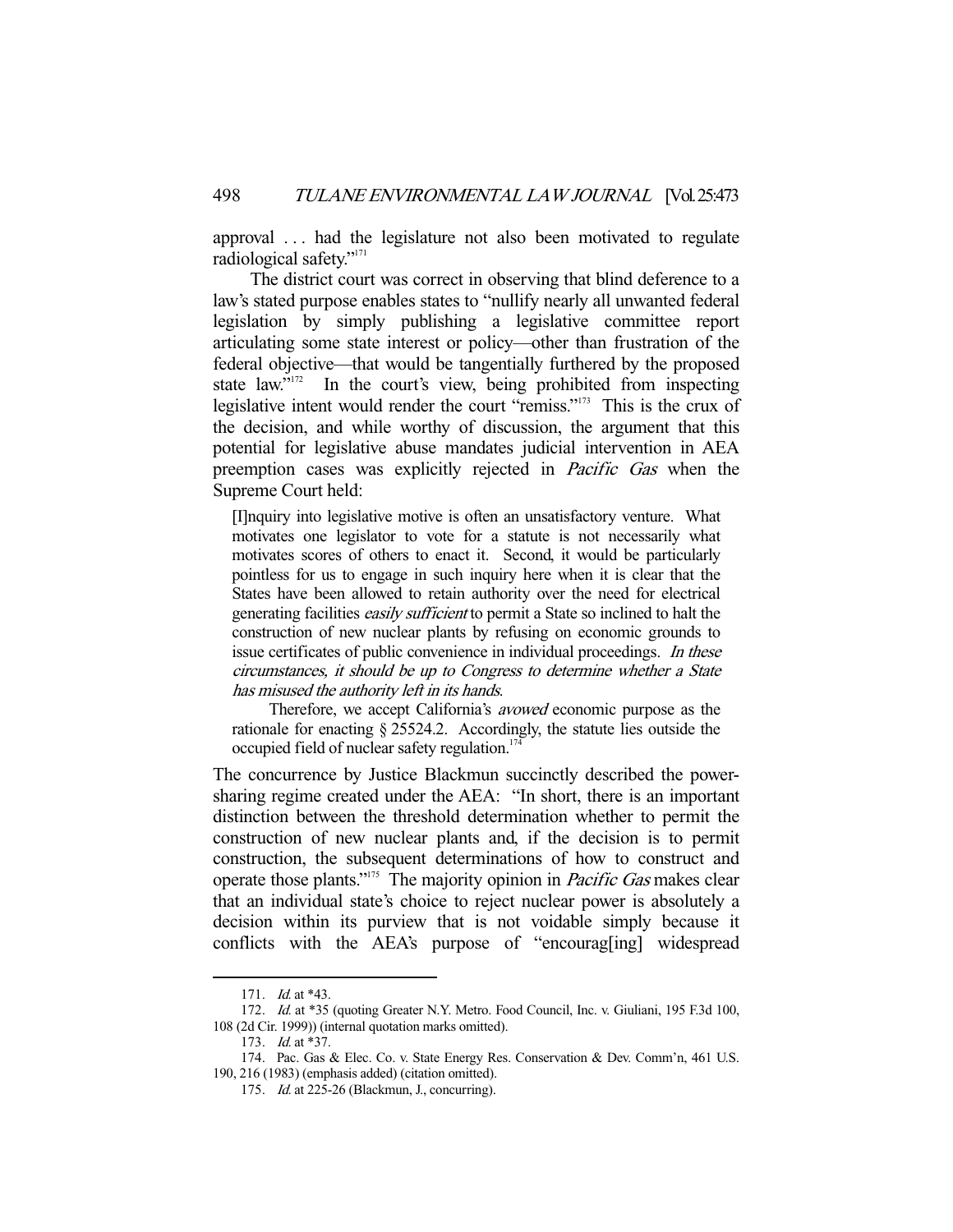approval . . . had the legislature not also been motivated to regulate radiological safety."[171]

The district court was correct in observing that blind deference to a law's stated purpose enables states to "nullify nearly all unwanted federal legislation by simply publishing a legislative committee report articulating some state interest or policy—other than frustration of the federal objective—that would be tangentially furthered by the proposed state law."[172] In the court's view, being prohibited from inspecting legislative intent would render the court "remiss."[173] This is the crux of the decision, and while worthy of discussion, the argument that this potential for legislative abuse mandates judicial intervention in AEA preemption cases was explicitly rejected in *Pacific Gas* when the Supreme Court held:

> [I]nquiry into legislative motive is often an unsatisfactory venture. What motivates one legislator to vote for a statute is not necessarily what motivates scores of others to enact it. Second, it would be particularly pointless for us to engage in such inquiry here when it is clear that the States have been allowed to retain authority over the need for electrical generating facilities *easily sufficient* to permit a State so inclined to halt the construction of new nuclear plants by refusing on economic grounds to issue certificates of public convenience in individual proceedings. *In these circumstances, it should be up to Congress to determine whether a State has misused the authority left in its hands.*
>
> Therefore, we accept California's *avowed* economic purpose as the rationale for enacting § 25524.2. Accordingly, the statute lies outside the occupied field of nuclear safety regulation.[174]

The concurrence by Justice Blackmun succinctly described the power-sharing regime created under the AEA: "In short, there is an important distinction between the threshold determination whether to permit the construction of new nuclear plants and, if the decision is to permit construction, the subsequent determinations of how to construct and operate those plants."[175] The majority opinion in *Pacific Gas* makes clear that an individual state's choice to reject nuclear power is absolutely a decision within its purview that is not voidable simply because it conflicts with the AEA's purpose of "encourag[ing] widespread

---

171. *Id.* at *43.

172. *Id.* at *35 (quoting Greater N.Y. Metro. Food Council, Inc. v. Giuliani, 195 F.3d 100, 108 (2d Cir. 1999)) (internal quotation marks omitted).

173. *Id.* at *37.

174. Pac. Gas & Elec. Co. v. State Energy Res. Conservation & Dev. Comm'n, 461 U.S. 190, 216 (1983) (emphasis added) (citation omitted).

175. *Id.* at 225-26 (Blackmun, J., concurring).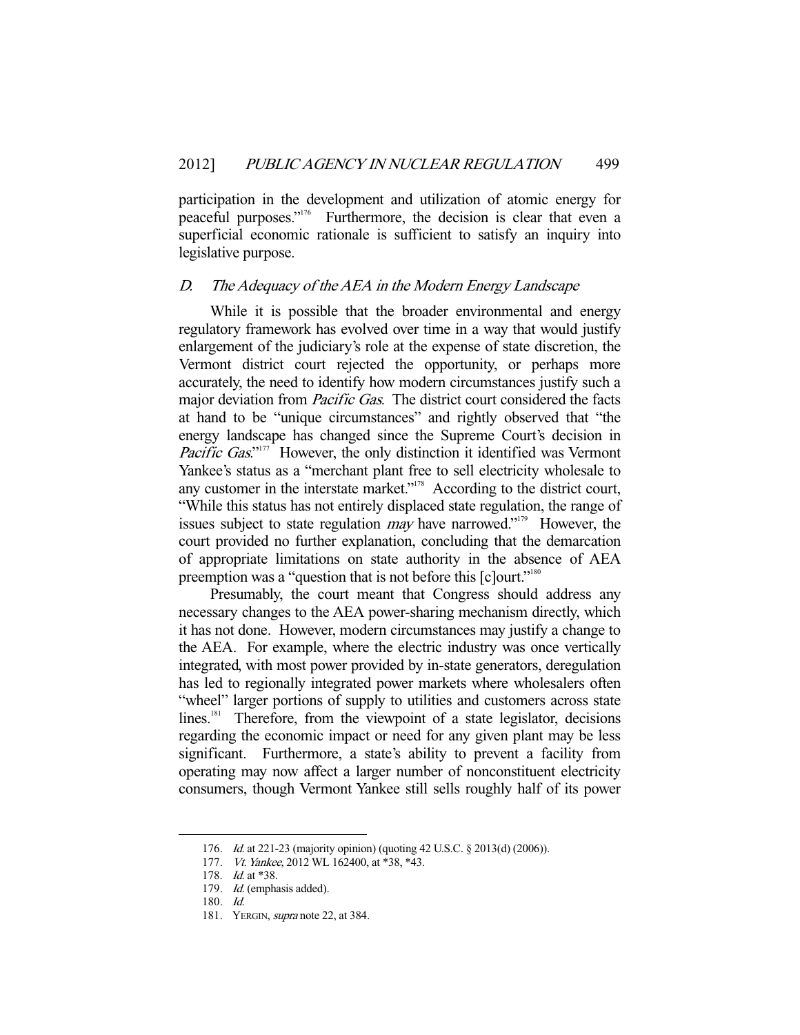participation in the development and utilization of atomic energy for peaceful purposes."[176] Furthermore, the decision is clear that even a superficial economic rationale is sufficient to satisfy an inquiry into legislative purpose.

### D. *The Adequacy of the AEA in the Modern Energy Landscape*

While it is possible that the broader environmental and energy regulatory framework has evolved over time in a way that would justify enlargement of the judiciary's role at the expense of state discretion, the Vermont district court rejected the opportunity, or perhaps more accurately, the need to identify how modern circumstances justify such a major deviation from *Pacific Gas*. The district court considered the facts at hand to be "unique circumstances" and rightly observed that "the energy landscape has changed since the Supreme Court's decision in *Pacific Gas*."[177] However, the only distinction it identified was Vermont Yankee's status as a "merchant plant free to sell electricity wholesale to any customer in the interstate market."[178] According to the district court, "While this status has not entirely displaced state regulation, the range of issues subject to state regulation *may* have narrowed."[179] However, the court provided no further explanation, concluding that the demarcation of appropriate limitations on state authority in the absence of AEA preemption was a "question that is not before this [c]ourt."[180]

Presumably, the court meant that Congress should address any necessary changes to the AEA power-sharing mechanism directly, which it has not done. However, modern circumstances may justify a change to the AEA. For example, where the electric industry was once vertically integrated, with most power provided by in-state generators, deregulation has led to regionally integrated power markets where wholesalers often "wheel" larger portions of supply to utilities and customers across state lines.[181] Therefore, from the viewpoint of a state legislator, decisions regarding the economic impact or need for any given plant may be less significant. Furthermore, a state's ability to prevent a facility from operating may now affect a larger number of nonconstituent electricity consumers, though Vermont Yankee still sells roughly half of its power

---

176. *Id.* at 221-23 (majority opinion) (quoting 42 U.S.C. § 2013(d) (2006)).

177. *Vt. Yankee*, 2012 WL 162400, at *38, *43.

178. *Id.* at *38.

179. *Id.* (emphasis added).

180. *Id.*

181. YERGIN, *supra* note 22, at 384.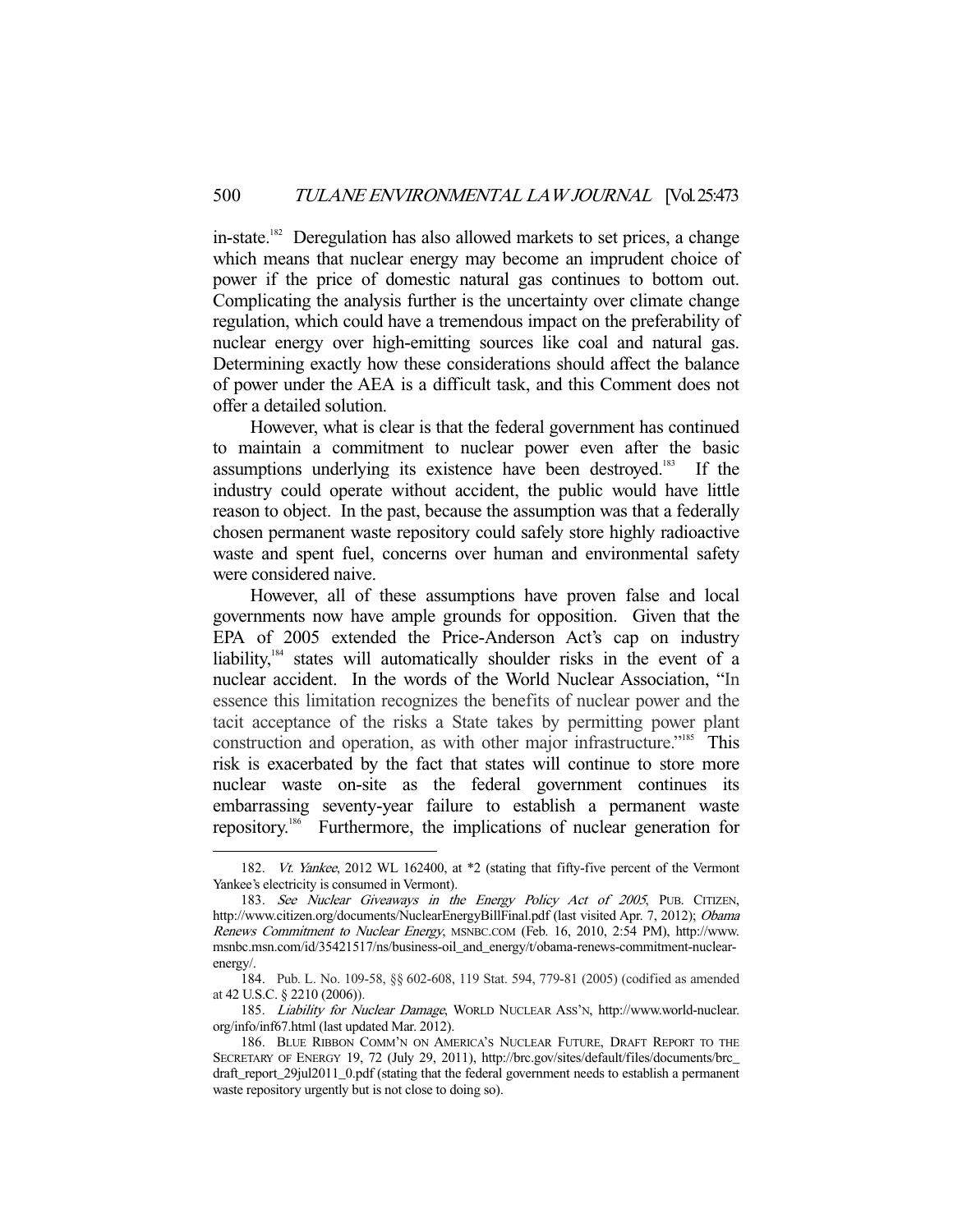in-state.[182] Deregulation has also allowed markets to set prices, a change which means that nuclear energy may become an imprudent choice of power if the price of domestic natural gas continues to bottom out. Complicating the analysis further is the uncertainty over climate change regulation, which could have a tremendous impact on the preferability of nuclear energy over high-emitting sources like coal and natural gas. Determining exactly how these considerations should affect the balance of power under the AEA is a difficult task, and this Comment does not offer a detailed solution.

However, what is clear is that the federal government has continued to maintain a commitment to nuclear power even after the basic assumptions underlying its existence have been destroyed.[183] If the industry could operate without accident, the public would have little reason to object. In the past, because the assumption was that a federally chosen permanent waste repository could safely store highly radioactive waste and spent fuel, concerns over human and environmental safety were considered naive.

However, all of these assumptions have proven false and local governments now have ample grounds for opposition. Given that the EPA of 2005 extended the Price-Anderson Act's cap on industry liability,[184] states will automatically shoulder risks in the event of a nuclear accident. In the words of the World Nuclear Association, "In essence this limitation recognizes the benefits of nuclear power and the tacit acceptance of the risks a State takes by permitting power plant construction and operation, as with other major infrastructure."[185] This risk is exacerbated by the fact that states will continue to store more nuclear waste on-site as the federal government continues its embarrassing seventy-year failure to establish a permanent waste repository.[186] Furthermore, the implications of nuclear generation for

---

182. *Vt. Yankee*, 2012 WL 162400, at *2 (stating that fifty-five percent of the Vermont Yankee's electricity is consumed in Vermont).

183. *See Nuclear Giveaways in the Energy Policy Act of 2005*, PUB. CITIZEN, http://www.citizen.org/documents/NuclearEnergyBillFinal.pdf (last visited Apr. 7, 2012); *Obama Renews Commitment to Nuclear Energy*, MSNBC.COM (Feb. 16, 2010, 2:54 PM), http://www.msnbc.msn.com/id/35421517/ns/business-oil_and_energy/t/obama-renews-commitment-nuclear-energy/.

184. Pub. L. No. 109-58, §§ 602-608, 119 Stat. 594, 779-81 (2005) (codified as amended at 42 U.S.C. § 2210 (2006)).

185. *Liability for Nuclear Damage*, WORLD NUCLEAR ASS'N, http://www.world-nuclear.org/info/inf67.html (last updated Mar. 2012).

186. BLUE RIBBON COMM'N ON AMERICA'S NUCLEAR FUTURE, DRAFT REPORT TO THE SECRETARY OF ENERGY 19, 72 (July 29, 2011), http://brc.gov/sites/default/files/documents/brc_draft_report_29jul2011_0.pdf (stating that the federal government needs to establish a permanent waste repository urgently but is not close to doing so).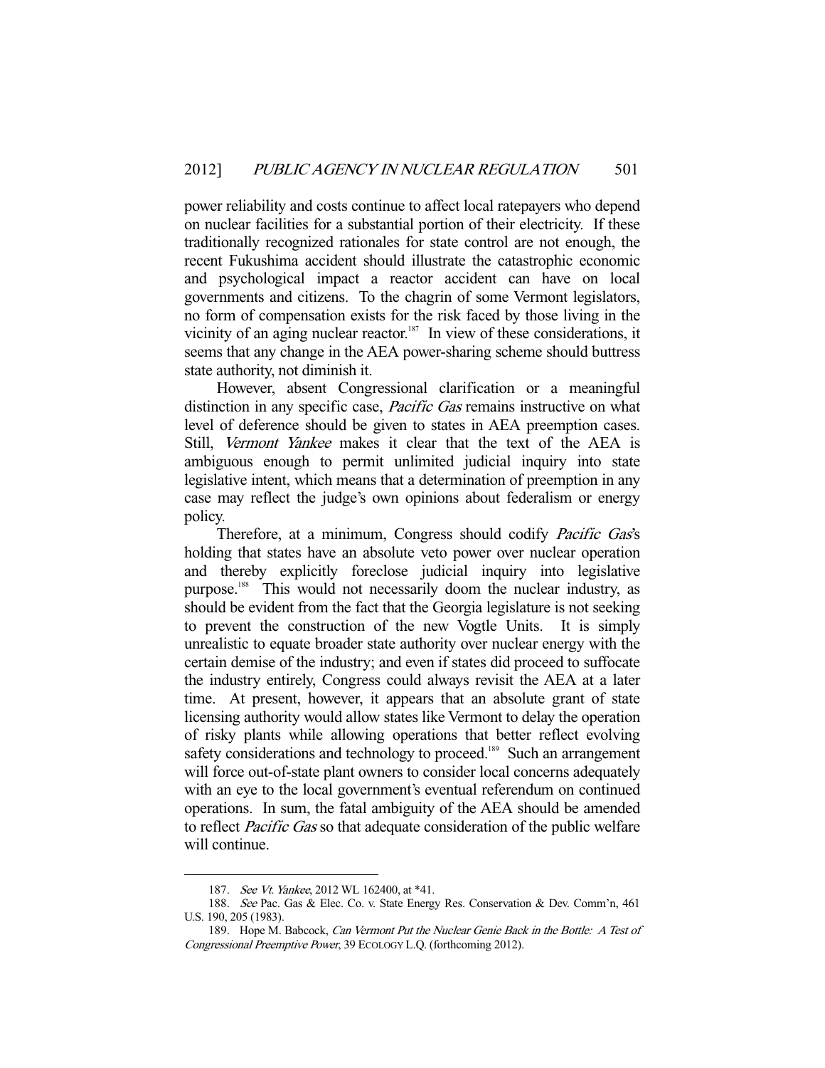power reliability and costs continue to affect local ratepayers who depend on nuclear facilities for a substantial portion of their electricity. If these traditionally recognized rationales for state control are not enough, the recent Fukushima accident should illustrate the catastrophic economic and psychological impact a reactor accident can have on local governments and citizens. To the chagrin of some Vermont legislators, no form of compensation exists for the risk faced by those living in the vicinity of an aging nuclear reactor.[187] In view of these considerations, it seems that any change in the AEA power-sharing scheme should buttress state authority, not diminish it.

However, absent Congressional clarification or a meaningful distinction in any specific case, *Pacific Gas* remains instructive on what level of deference should be given to states in AEA preemption cases. Still, *Vermont Yankee* makes it clear that the text of the AEA is ambiguous enough to permit unlimited judicial inquiry into state legislative intent, which means that a determination of preemption in any case may reflect the judge's own opinions about federalism or energy policy.

Therefore, at a minimum, Congress should codify *Pacific Gas*'s holding that states have an absolute veto power over nuclear operation and thereby explicitly foreclose judicial inquiry into legislative purpose.[188] This would not necessarily doom the nuclear industry, as should be evident from the fact that the Georgia legislature is not seeking to prevent the construction of the new Vogtle Units. It is simply unrealistic to equate broader state authority over nuclear energy with the certain demise of the industry; and even if states did proceed to suffocate the industry entirely, Congress could always revisit the AEA at a later time. At present, however, it appears that an absolute grant of state licensing authority would allow states like Vermont to delay the operation of risky plants while allowing operations that better reflect evolving safety considerations and technology to proceed.[189] Such an arrangement will force out-of-state plant owners to consider local concerns adequately with an eye to the local government's eventual referendum on continued operations. In sum, the fatal ambiguity of the AEA should be amended to reflect *Pacific Gas* so that adequate consideration of the public welfare will continue.

---

187. *See Vt. Yankee*, 2012 WL 162400, at *41.

188. *See* Pac. Gas & Elec. Co. v. State Energy Res. Conservation & Dev. Comm'n, 461 U.S. 190, 205 (1983).

189. Hope M. Babcock, *Can Vermont Put the Nuclear Genie Back in the Bottle: A Test of Congressional Preemptive Power*, 39 ECOLOGY L.Q. (forthcoming 2012).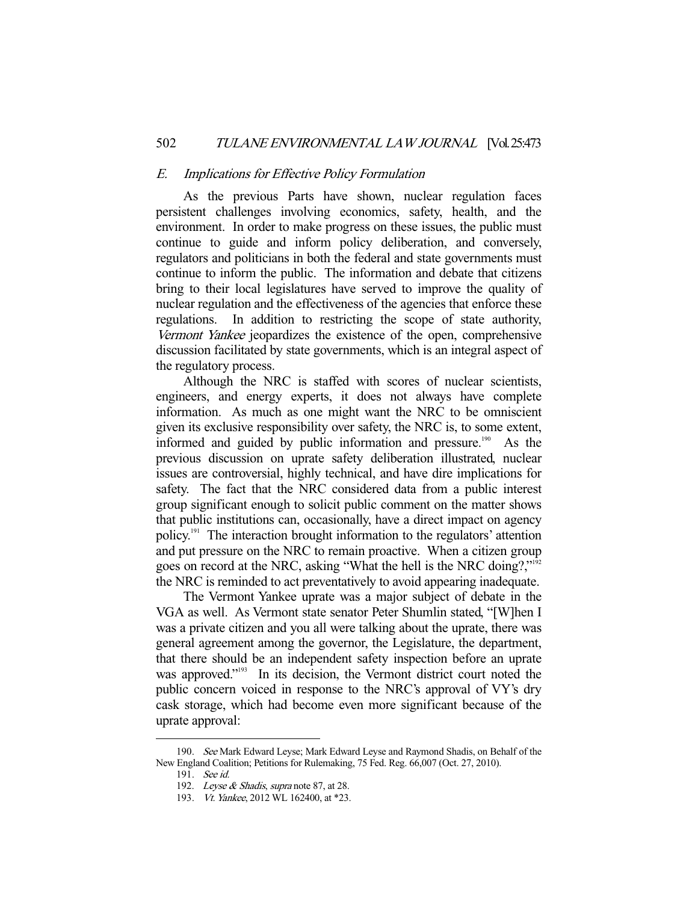### *E. Implications for Effective Policy Formulation*

As the previous Parts have shown, nuclear regulation faces persistent challenges involving economics, safety, health, and the environment. In order to make progress on these issues, the public must continue to guide and inform policy deliberation, and conversely, regulators and politicians in both the federal and state governments must continue to inform the public. The information and debate that citizens bring to their local legislatures have served to improve the quality of nuclear regulation and the effectiveness of the agencies that enforce these regulations. In addition to restricting the scope of state authority, *Vermont Yankee* jeopardizes the existence of the open, comprehensive discussion facilitated by state governments, which is an integral aspect of the regulatory process.

Although the NRC is staffed with scores of nuclear scientists, engineers, and energy experts, it does not always have complete information. As much as one might want the NRC to be omniscient given its exclusive responsibility over safety, the NRC is, to some extent, informed and guided by public information and pressure.[190] As the previous discussion on uprate safety deliberation illustrated, nuclear issues are controversial, highly technical, and have dire implications for safety. The fact that the NRC considered data from a public interest group significant enough to solicit public comment on the matter shows that public institutions can, occasionally, have a direct impact on agency policy.[191] The interaction brought information to the regulators' attention and put pressure on the NRC to remain proactive. When a citizen group goes on record at the NRC, asking "What the hell is the NRC doing?,"[192] the NRC is reminded to act preventatively to avoid appearing inadequate.

The Vermont Yankee uprate was a major subject of debate in the VGA as well. As Vermont state senator Peter Shumlin stated, "[W]hen I was a private citizen and you all were talking about the uprate, there was general agreement among the governor, the Legislature, the department, that there should be an independent safety inspection before an uprate was approved."[193] In its decision, the Vermont district court noted the public concern voiced in response to the NRC's approval of VY's dry cask storage, which had become even more significant because of the uprate approval:

---

190. *See* Mark Edward Leyse; Mark Edward Leyse and Raymond Shadis, on Behalf of the New England Coalition; Petitions for Rulemaking, 75 Fed. Reg. 66,007 (Oct. 27, 2010).

191. *See id.*

192. *Leyse & Shadis*, *supra* note 87, at 28.

193. *Vt. Yankee*, 2012 WL 162400, at *23.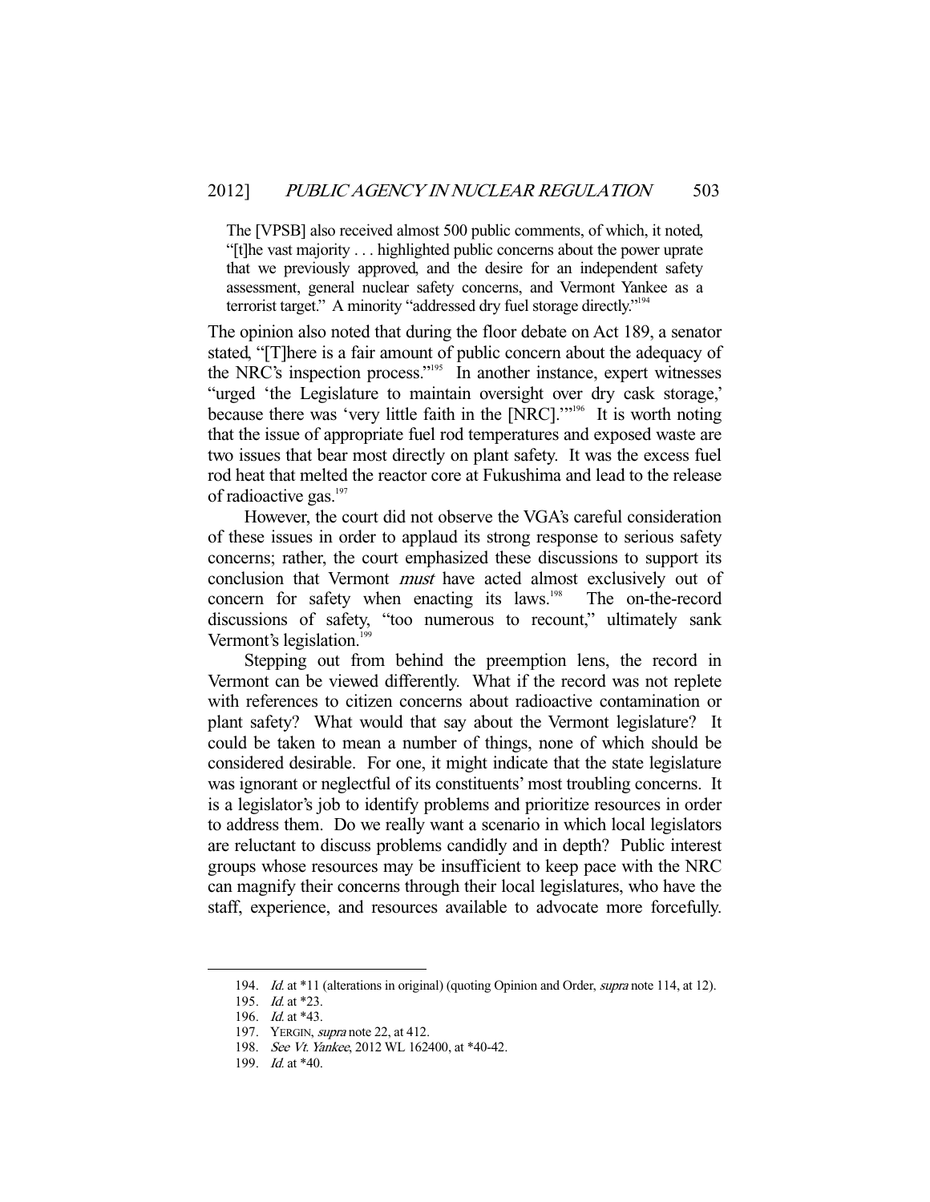> The [VPSB] also received almost 500 public comments, of which, it noted, "[t]he vast majority . . . highlighted public concerns about the power uprate that we previously approved, and the desire for an independent safety assessment, general nuclear safety concerns, and Vermont Yankee as a terrorist target." A minority "addressed dry fuel storage directly."[194]

The opinion also noted that during the floor debate on Act 189, a senator stated, "[T]here is a fair amount of public concern about the adequacy of the NRC's inspection process."[195] In another instance, expert witnesses "urged 'the Legislature to maintain oversight over dry cask storage,' because there was 'very little faith in the [NRC].'"[196] It is worth noting that the issue of appropriate fuel rod temperatures and exposed waste are two issues that bear most directly on plant safety. It was the excess fuel rod heat that melted the reactor core at Fukushima and lead to the release of radioactive gas.[197]

However, the court did not observe the VGA's careful consideration of these issues in order to applaud its strong response to serious safety concerns; rather, the court emphasized these discussions to support its conclusion that Vermont *must* have acted almost exclusively out of concern for safety when enacting its laws.[198] The on-the-record discussions of safety, "too numerous to recount," ultimately sank Vermont's legislation.[199]

Stepping out from behind the preemption lens, the record in Vermont can be viewed differently. What if the record was not replete with references to citizen concerns about radioactive contamination or plant safety? What would that say about the Vermont legislature? It could be taken to mean a number of things, none of which should be considered desirable. For one, it might indicate that the state legislature was ignorant or neglectful of its constituents' most troubling concerns. It is a legislator's job to identify problems and prioritize resources in order to address them. Do we really want a scenario in which local legislators are reluctant to discuss problems candidly and in depth? Public interest groups whose resources may be insufficient to keep pace with the NRC can magnify their concerns through their local legislatures, who have the staff, experience, and resources available to advocate more forcefully.

---

194. *Id.* at *11 (alterations in original) (quoting Opinion and Order, *supra* note 114, at 12).

195. *Id.* at *23.

196. *Id.* at *43.

197. YERGIN, *supra* note 22, at 412.

198. *See Vt. Yankee*, 2012 WL 162400, at *40-42.

199. *Id.* at *40.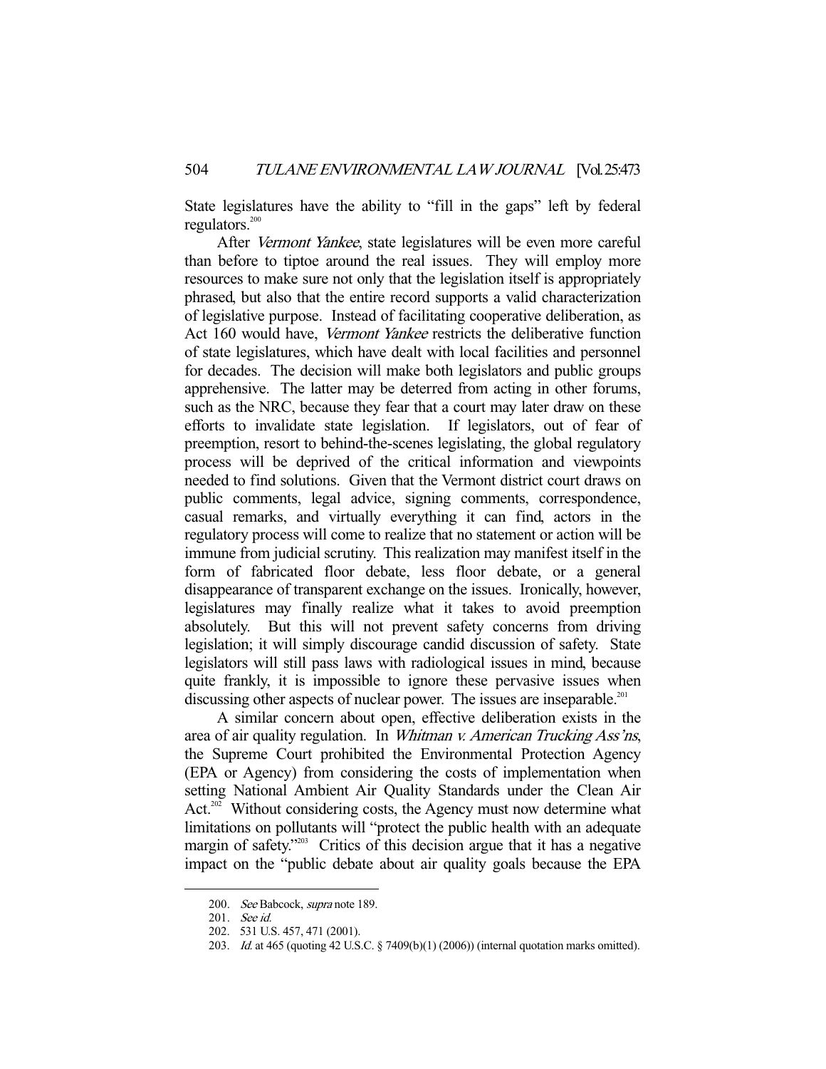State legislatures have the ability to "fill in the gaps" left by federal regulators.[200]

After *Vermont Yankee*, state legislatures will be even more careful than before to tiptoe around the real issues. They will employ more resources to make sure not only that the legislation itself is appropriately phrased, but also that the entire record supports a valid characterization of legislative purpose. Instead of facilitating cooperative deliberation, as Act 160 would have, *Vermont Yankee* restricts the deliberative function of state legislatures, which have dealt with local facilities and personnel for decades. The decision will make both legislators and public groups apprehensive. The latter may be deterred from acting in other forums, such as the NRC, because they fear that a court may later draw on these efforts to invalidate state legislation. If legislators, out of fear of preemption, resort to behind-the-scenes legislating, the global regulatory process will be deprived of the critical information and viewpoints needed to find solutions. Given that the Vermont district court draws on public comments, legal advice, signing comments, correspondence, casual remarks, and virtually everything it can find, actors in the regulatory process will come to realize that no statement or action will be immune from judicial scrutiny. This realization may manifest itself in the form of fabricated floor debate, less floor debate, or a general disappearance of transparent exchange on the issues. Ironically, however, legislatures may finally realize what it takes to avoid preemption absolutely. But this will not prevent safety concerns from driving legislation; it will simply discourage candid discussion of safety. State legislators will still pass laws with radiological issues in mind, because quite frankly, it is impossible to ignore these pervasive issues when discussing other aspects of nuclear power. The issues are inseparable.[201]

A similar concern about open, effective deliberation exists in the area of air quality regulation. In *Whitman v. American Trucking Ass'ns*, the Supreme Court prohibited the Environmental Protection Agency (EPA or Agency) from considering the costs of implementation when setting National Ambient Air Quality Standards under the Clean Air Act.[202] Without considering costs, the Agency must now determine what limitations on pollutants will "protect the public health with an adequate margin of safety."[203] Critics of this decision argue that it has a negative impact on the "public debate about air quality goals because the EPA

---

200. *See* Babcock, *supra* note 189.

201. *See id.*

202. 531 U.S. 457, 471 (2001).

203. *Id.* at 465 (quoting 42 U.S.C. § 7409(b)(1) (2006)) (internal quotation marks omitted).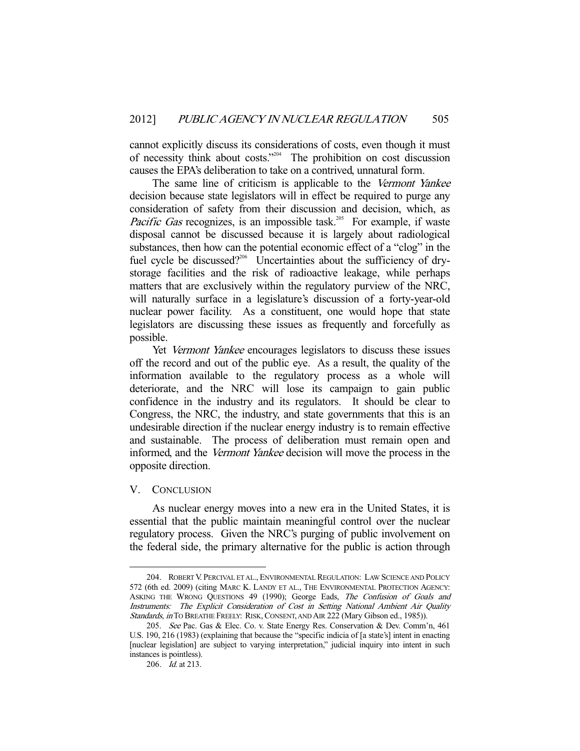cannot explicitly discuss its considerations of costs, even though it must of necessity think about costs."[204] The prohibition on cost discussion causes the EPA's deliberation to take on a contrived, unnatural form.

The same line of criticism is applicable to the *Vermont Yankee* decision because state legislators will in effect be required to purge any consideration of safety from their discussion and decision, which, as *Pacific Gas* recognizes, is an impossible task.[205] For example, if waste disposal cannot be discussed because it is largely about radiological substances, then how can the potential economic effect of a "clog" in the fuel cycle be discussed?[206] Uncertainties about the sufficiency of dry-storage facilities and the risk of radioactive leakage, while perhaps matters that are exclusively within the regulatory purview of the NRC, will naturally surface in a legislature's discussion of a forty-year-old nuclear power facility. As a constituent, one would hope that state legislators are discussing these issues as frequently and forcefully as possible.

Yet *Vermont Yankee* encourages legislators to discuss these issues off the record and out of the public eye. As a result, the quality of the information available to the regulatory process as a whole will deteriorate, and the NRC will lose its campaign to gain public confidence in the industry and its regulators. It should be clear to Congress, the NRC, the industry, and state governments that this is an undesirable direction if the nuclear energy industry is to remain effective and sustainable. The process of deliberation must remain open and informed, and the *Vermont Yankee* decision will move the process in the opposite direction.

## V. CONCLUSION

As nuclear energy moves into a new era in the United States, it is essential that the public maintain meaningful control over the nuclear regulatory process. Given the NRC's purging of public involvement on the federal side, the primary alternative for the public is action through

---

204. ROBERT V. PERCIVAL ET AL., ENVIRONMENTAL REGULATION: LAW SCIENCE AND POLICY 572 (6th ed. 2009) (citing MARC K. LANDY ET AL., THE ENVIRONMENTAL PROTECTION AGENCY: ASKING THE WRONG QUESTIONS 49 (1990); George Eads, *The Confusion of Goals and Instruments: The Explicit Consideration of Cost in Setting National Ambient Air Quality Standards*, *in* TO BREATHE FREELY: RISK, CONSENT, AND AIR 222 (Mary Gibson ed., 1985)).

205. *See* Pac. Gas & Elec. Co. v. State Energy Res. Conservation & Dev. Comm'n, 461 U.S. 190, 216 (1983) (explaining that because the "specific indicia of [a state's] intent in enacting [nuclear legislation] are subject to varying interpretation," judicial inquiry into intent in such instances is pointless).

206. *Id.* at 213.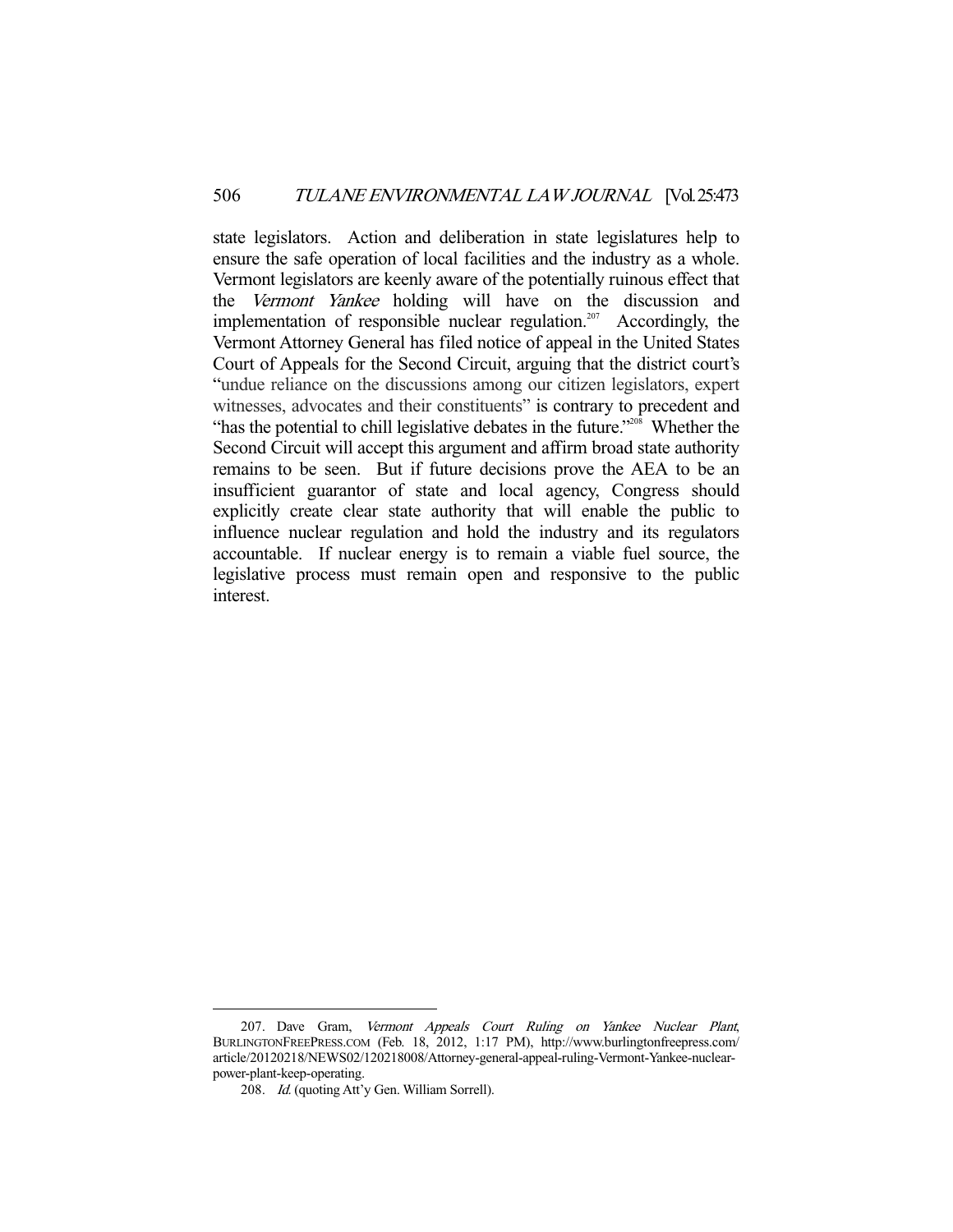state legislators. Action and deliberation in state legislatures help to ensure the safe operation of local facilities and the industry as a whole. Vermont legislators are keenly aware of the potentially ruinous effect that the *Vermont Yankee* holding will have on the discussion and implementation of responsible nuclear regulation.[207] Accordingly, the Vermont Attorney General has filed notice of appeal in the United States Court of Appeals for the Second Circuit, arguing that the district court's "undue reliance on the discussions among our citizen legislators, expert witnesses, advocates and their constituents" is contrary to precedent and "has the potential to chill legislative debates in the future."[208] Whether the Second Circuit will accept this argument and affirm broad state authority remains to be seen. But if future decisions prove the AEA to be an insufficient guarantor of state and local agency, Congress should explicitly create clear state authority that will enable the public to influence nuclear regulation and hold the industry and its regulators accountable. If nuclear energy is to remain a viable fuel source, the legislative process must remain open and responsive to the public interest.

---

207. Dave Gram, *Vermont Appeals Court Ruling on Yankee Nuclear Plant*, BURLINGTONFREEPRESS.COM (Feb. 18, 2012, 1:17 PM), http://www.burlingtonfreepress.com/article/20120218/NEWS02/120218008/Attorney-general-appeal-ruling-Vermont-Yankee-nuclear-power-plant-keep-operating.

208. *Id.* (quoting Att'y Gen. William Sorrell).